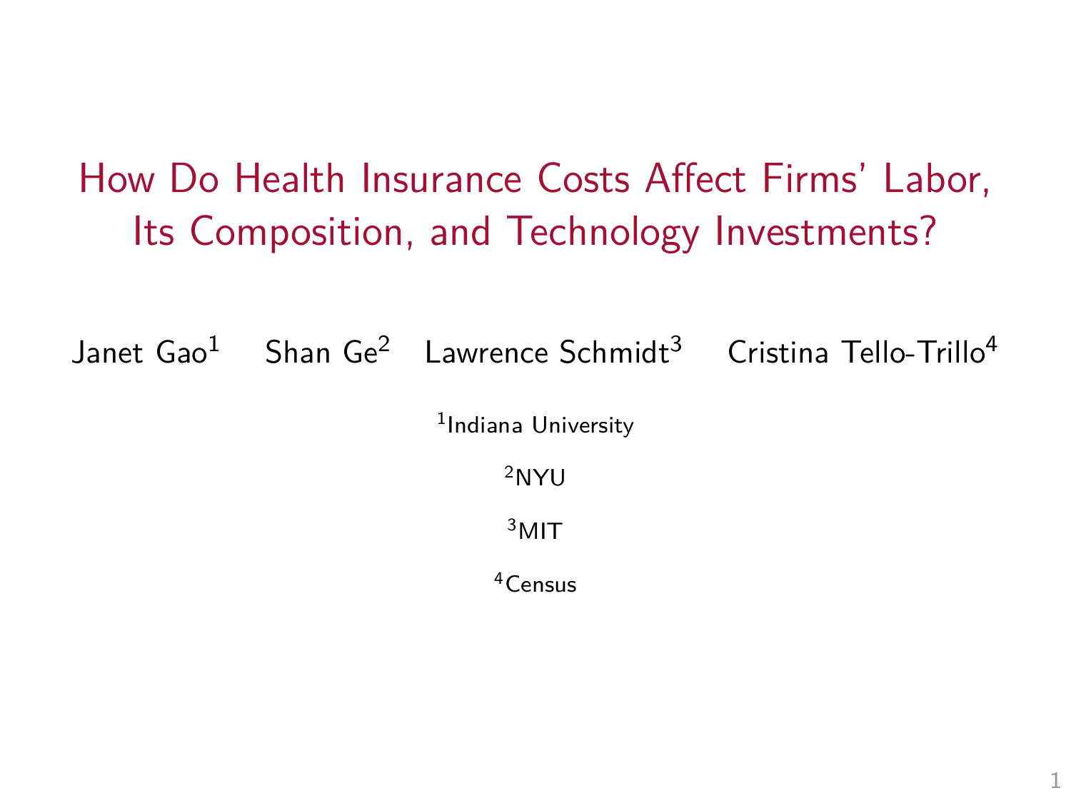# How Do Health Insurance Costs Affect Firms' Labor, Its Composition, and Technology Investments?

Janet Gao[1] Shan Ge[2] Lawrence Schmidt[3] Cristina Tello-Trillo[4]

[1]Indiana University

[2]NYU

[3]MIT

[4]Census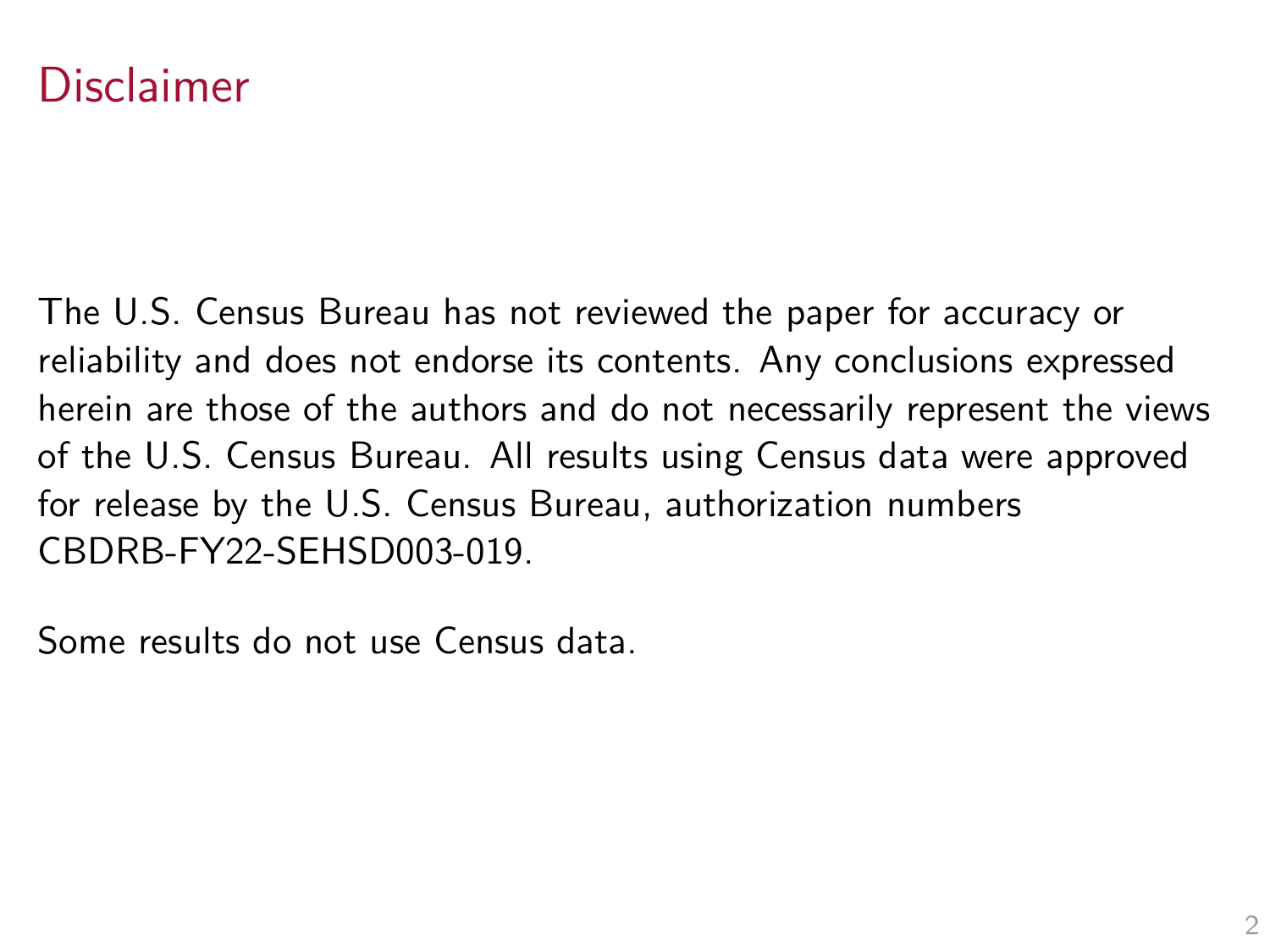# Disclaimer

The U.S. Census Bureau has not reviewed the paper for accuracy or reliability and does not endorse its contents. Any conclusions expressed herein are those of the authors and do not necessarily represent the views of the U.S. Census Bureau. All results using Census data were approved for release by the U.S. Census Bureau, authorization numbers CBDRB-FY22-SEHSD003-019.

Some results do not use Census data.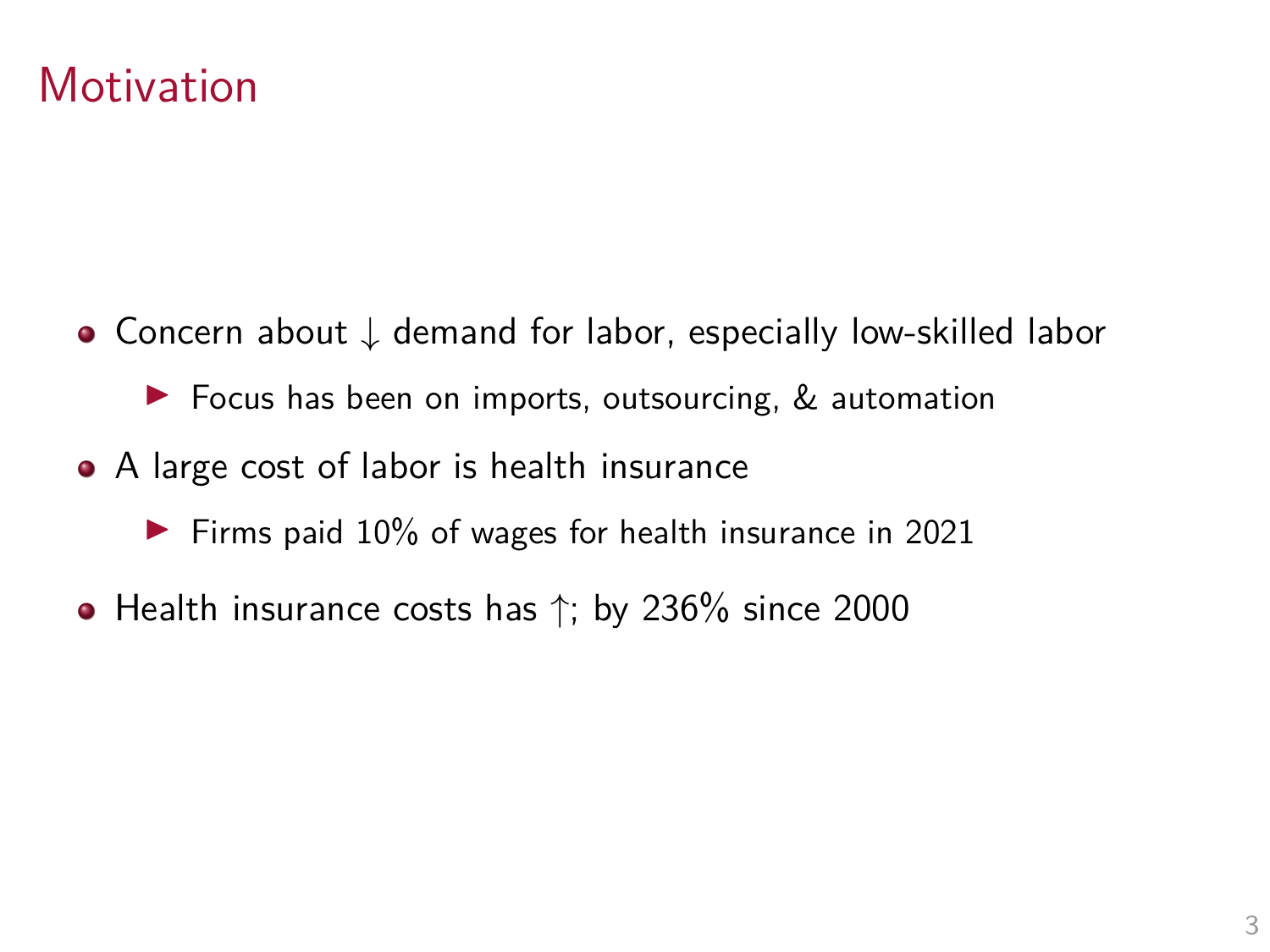# Motivation

- Concern about $\downarrow$ demand for labor, especially low-skilled labor
  - Focus has been on imports, outsourcing, & automation
- A large cost of labor is health insurance
  - Firms paid 10% of wages for health insurance in 2021
- Health insurance costs has $\uparrow$; by 236% since 2000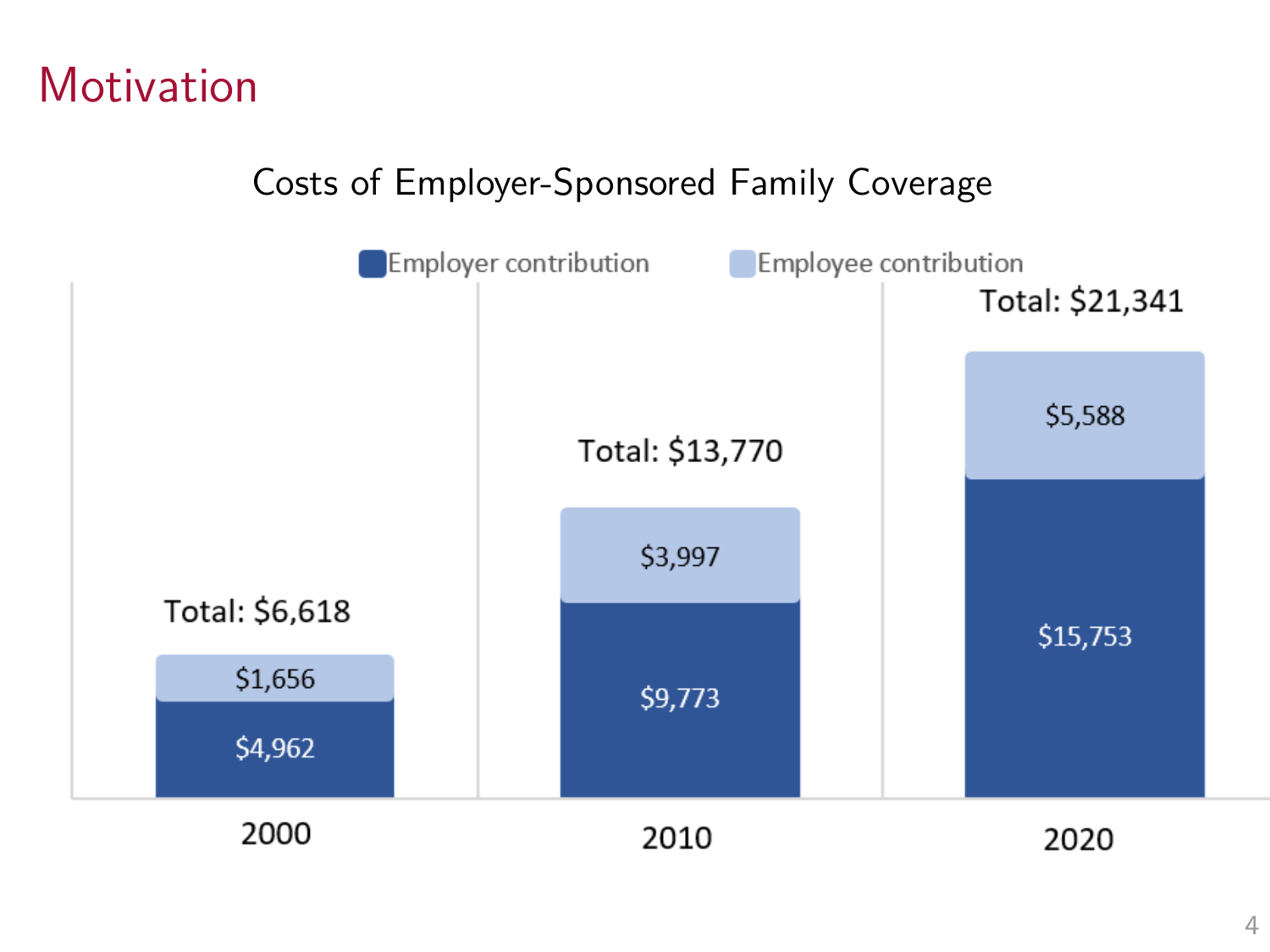# Motivation

Costs of Employer-Sponsored Family Coverage

| | 2000 | 2010 | 2020 |
|---|---|---|---|
| Employer contribution | $4,962 | $9,773 | $15,753 |
| Employee contribution | $1,656 | $3,997 | $5,588 |
| Total | $6,618 | $13,770 | $21,341 |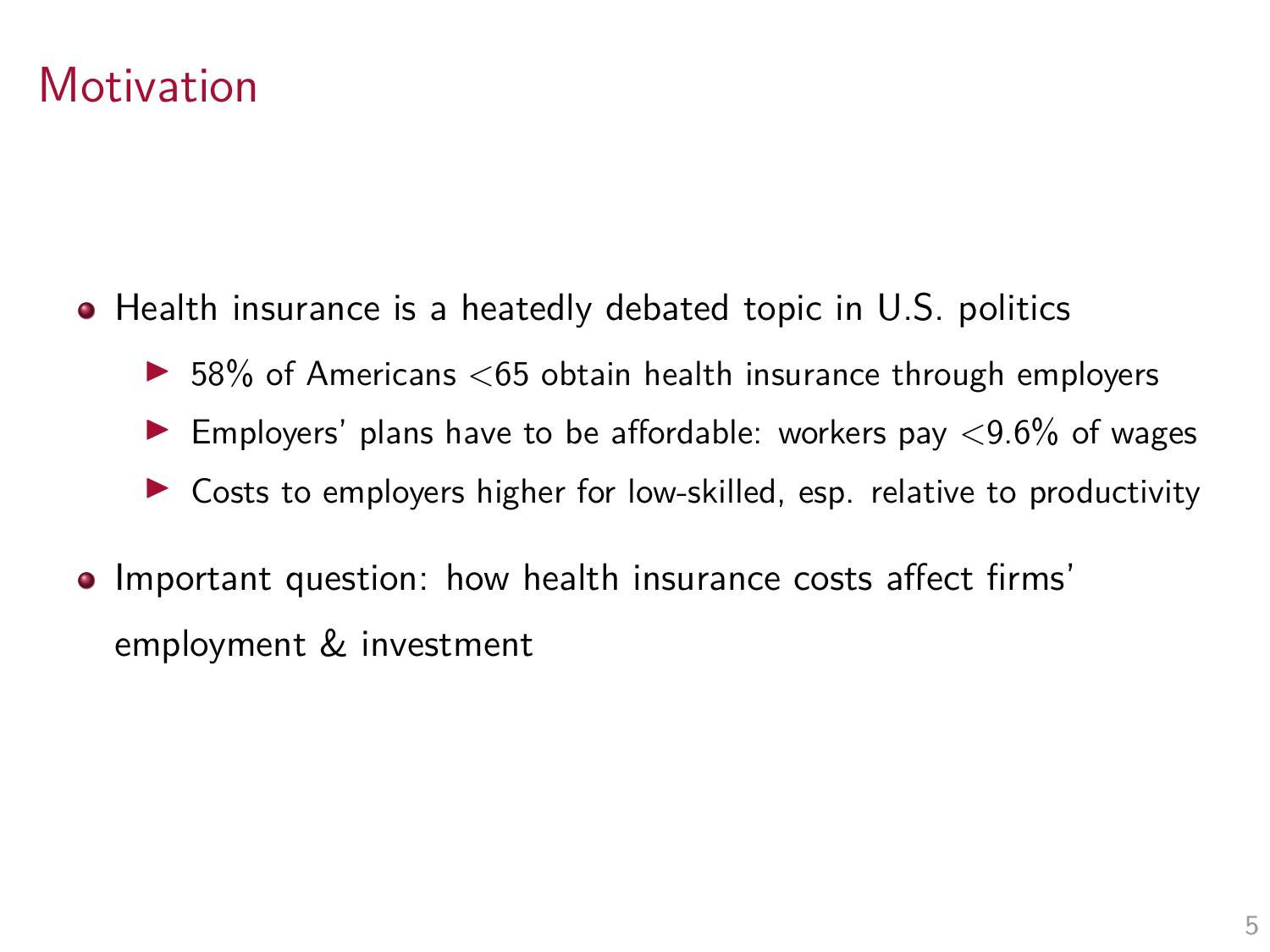# Motivation

- Health insurance is a heatedly debated topic in U.S. politics
  - 58% of Americans <65 obtain health insurance through employers
  - Employers' plans have to be affordable: workers pay <9.6% of wages
  - Costs to employers higher for low-skilled, esp. relative to productivity
- Important question: how health insurance costs affect firms' employment & investment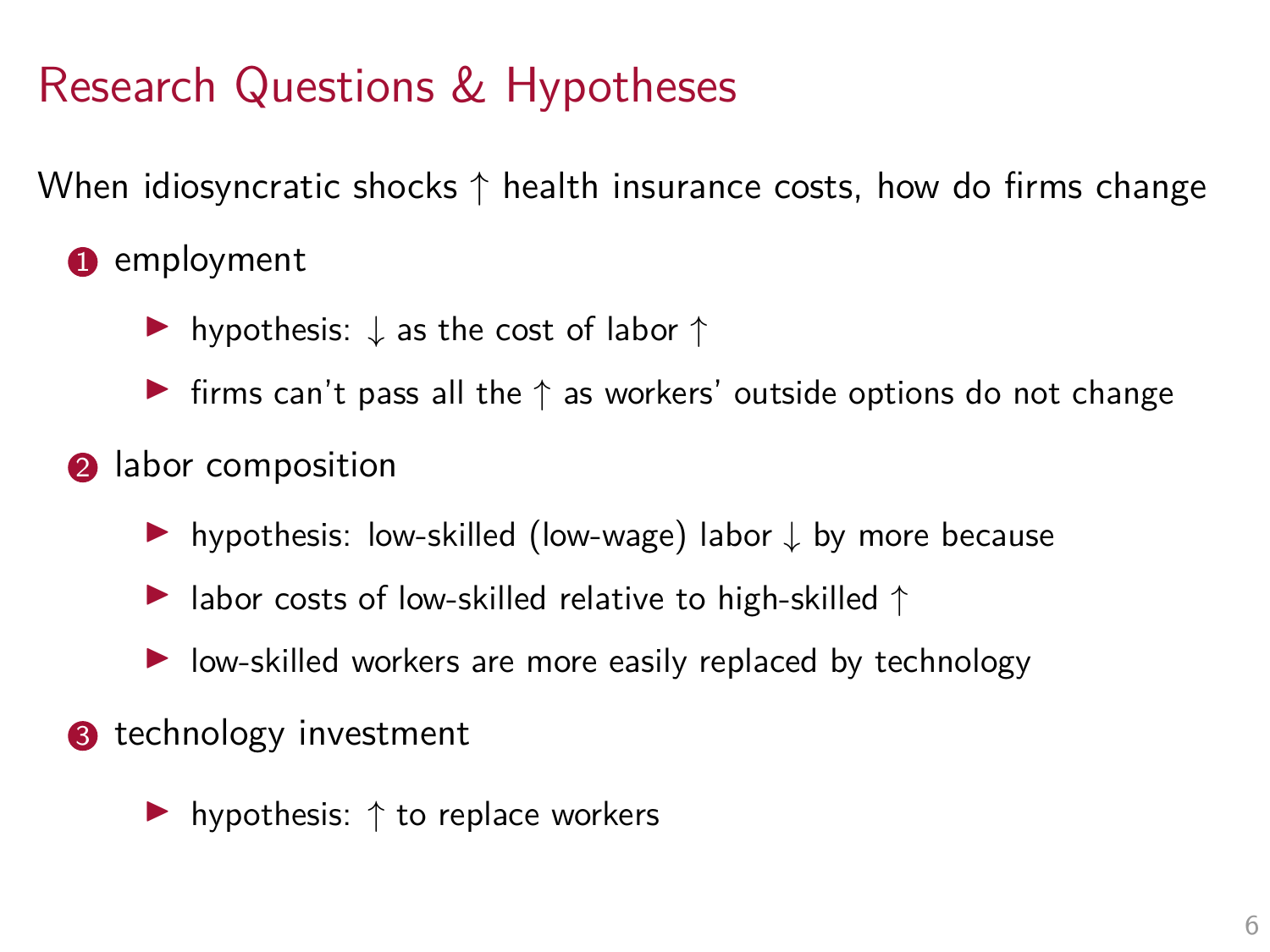# Research Questions & Hypotheses

When idiosyncratic shocks $\uparrow$ health insurance costs, how do firms change

1. employment
   - hypothesis: $\downarrow$ as the cost of labor $\uparrow$
   - firms can't pass all the $\uparrow$ as workers' outside options do not change
2. labor composition
   - hypothesis: low-skilled (low-wage) labor $\downarrow$ by more because
   - labor costs of low-skilled relative to high-skilled $\uparrow$
   - low-skilled workers are more easily replaced by technology
3. technology investment
   - hypothesis: $\uparrow$ to replace workers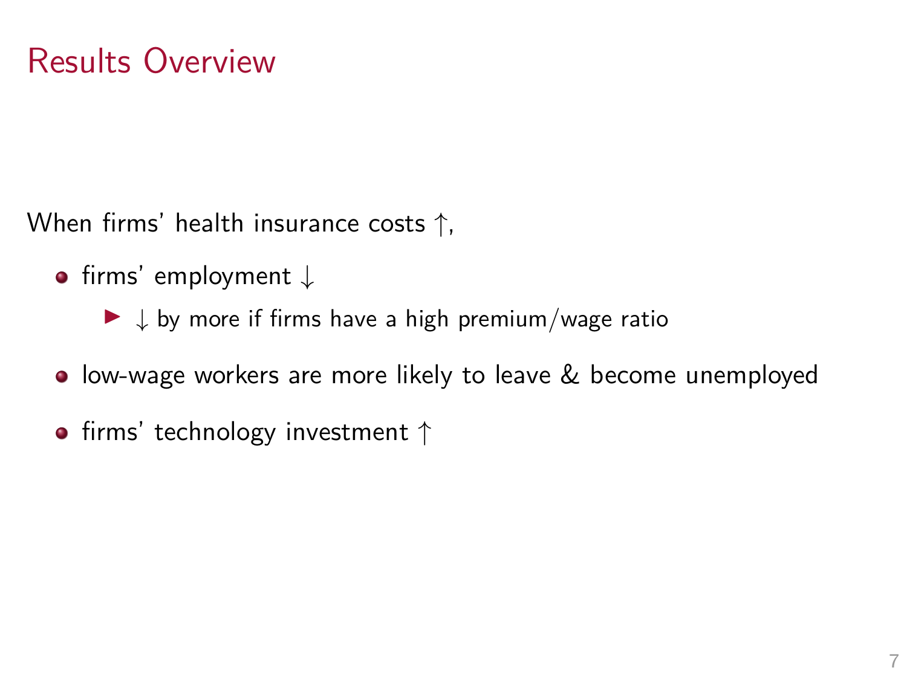# Results Overview

When firms' health insurance costs ↑,

- firms' employment ↓
  - ↓ by more if firms have a high premium/wage ratio
- low-wage workers are more likely to leave & become unemployed
- firms' technology investment ↑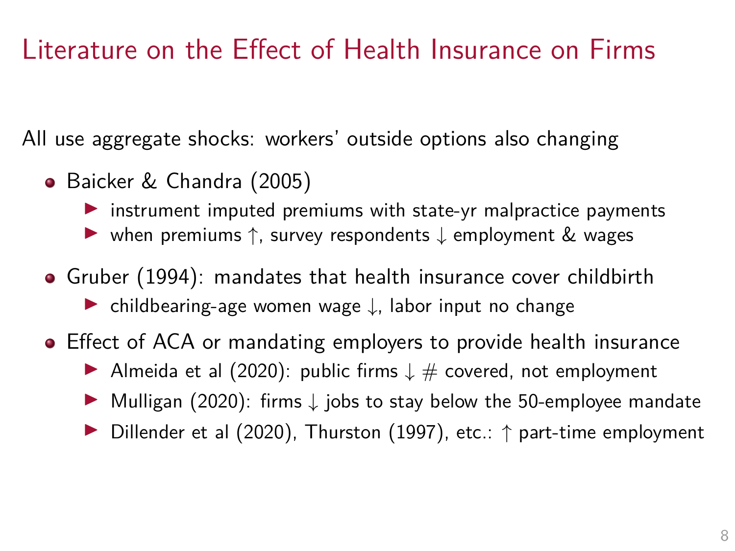# Literature on the Effect of Health Insurance on Firms

All use aggregate shocks: workers' outside options also changing

- Baicker & Chandra (2005)
  - instrument imputed premiums with state-yr malpractice payments
  - when premiums $\uparrow$, survey respondents $\downarrow$ employment & wages
- Gruber (1994): mandates that health insurance cover childbirth
  - childbearing-age women wage $\downarrow$, labor input no change
- Effect of ACA or mandating employers to provide health insurance
  - Almeida et al (2020): public firms $\downarrow$ # covered, not employment
  - Mulligan (2020): firms $\downarrow$ jobs to stay below the 50-employee mandate
  - Dillender et al (2020), Thurston (1997), etc.: $\uparrow$ part-time employment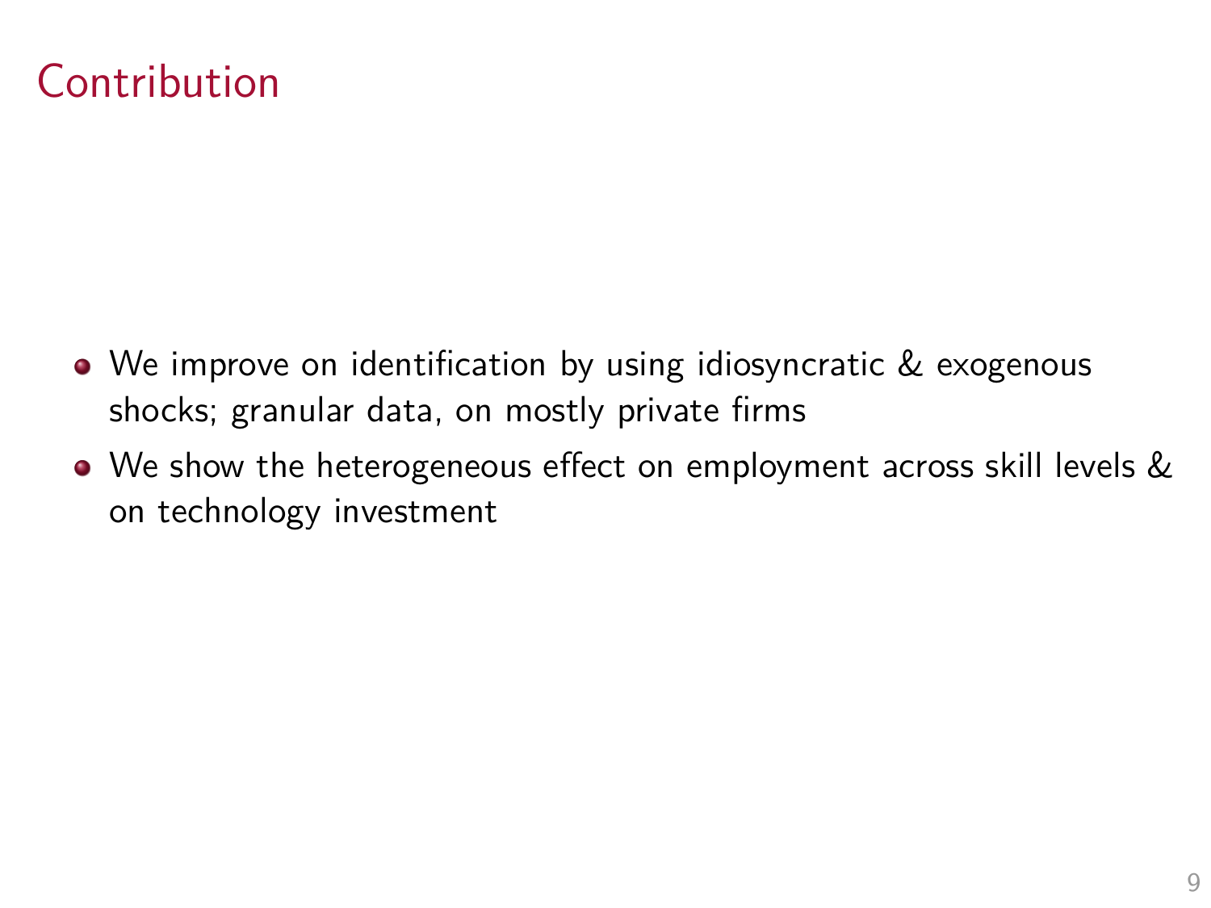# Contribution

- We improve on identification by using idiosyncratic & exogenous shocks; granular data, on mostly private firms
- We show the heterogeneous effect on employment across skill levels & on technology investment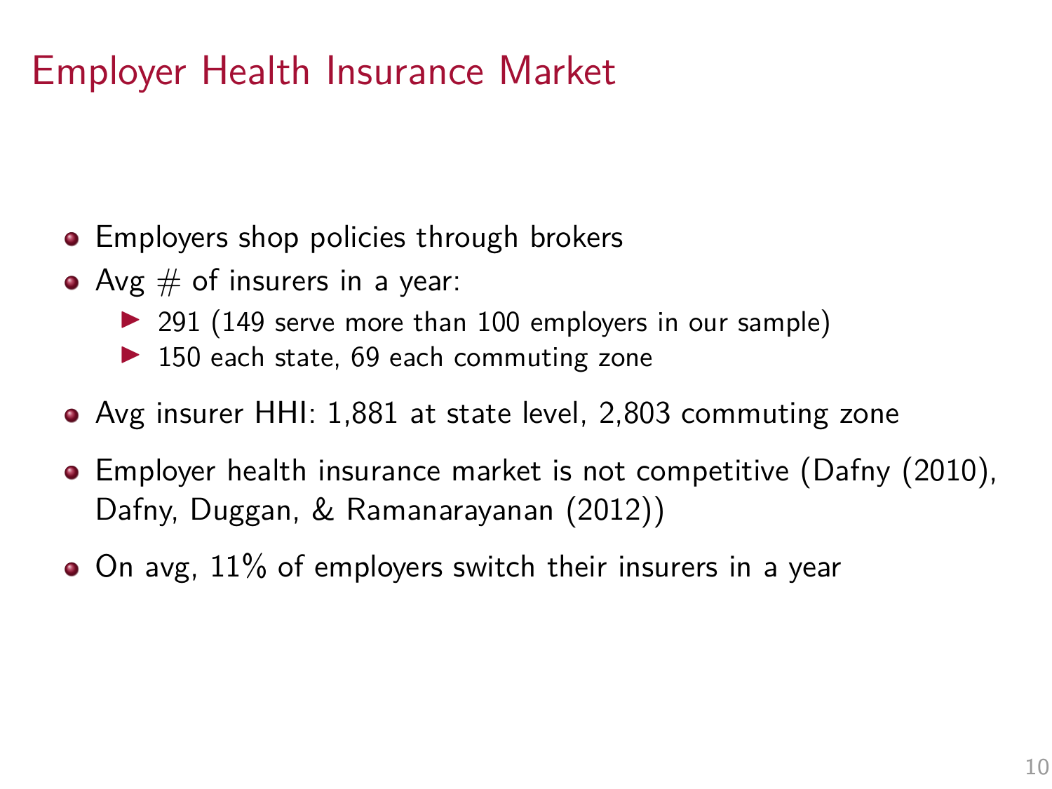# Employer Health Insurance Market

- Employers shop policies through brokers
- Avg # of insurers in a year:
  - 291 (149 serve more than 100 employers in our sample)
  - 150 each state, 69 each commuting zone
- Avg insurer HHI: 1,881 at state level, 2,803 commuting zone
- Employer health insurance market is not competitive (Dafny (2010), Dafny, Duggan, & Ramanarayanan (2012))
- On avg, 11% of employers switch their insurers in a year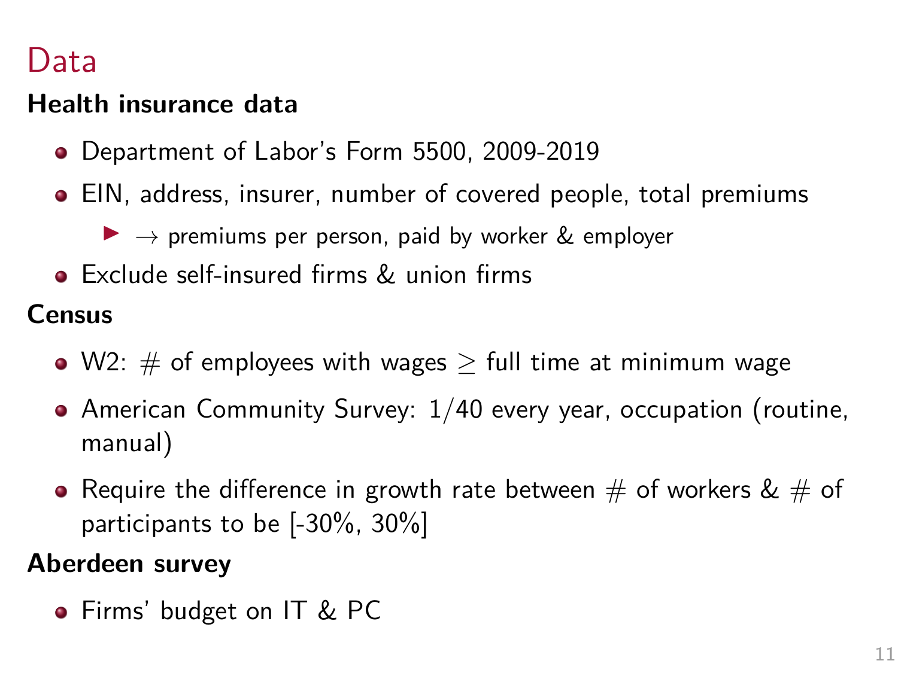# Data

**Health insurance data**

- Department of Labor's Form 5500, 2009-2019
- EIN, address, insurer, number of covered people, total premiums
  - $\rightarrow$ premiums per person, paid by worker & employer
- Exclude self-insured firms & union firms

**Census**

- W2: # of employees with wages $\geq$ full time at minimum wage
- American Community Survey: 1/40 every year, occupation (routine, manual)
- Require the difference in growth rate between # of workers & # of participants to be [-30%, 30%]

**Aberdeen survey**

- Firms' budget on IT & PC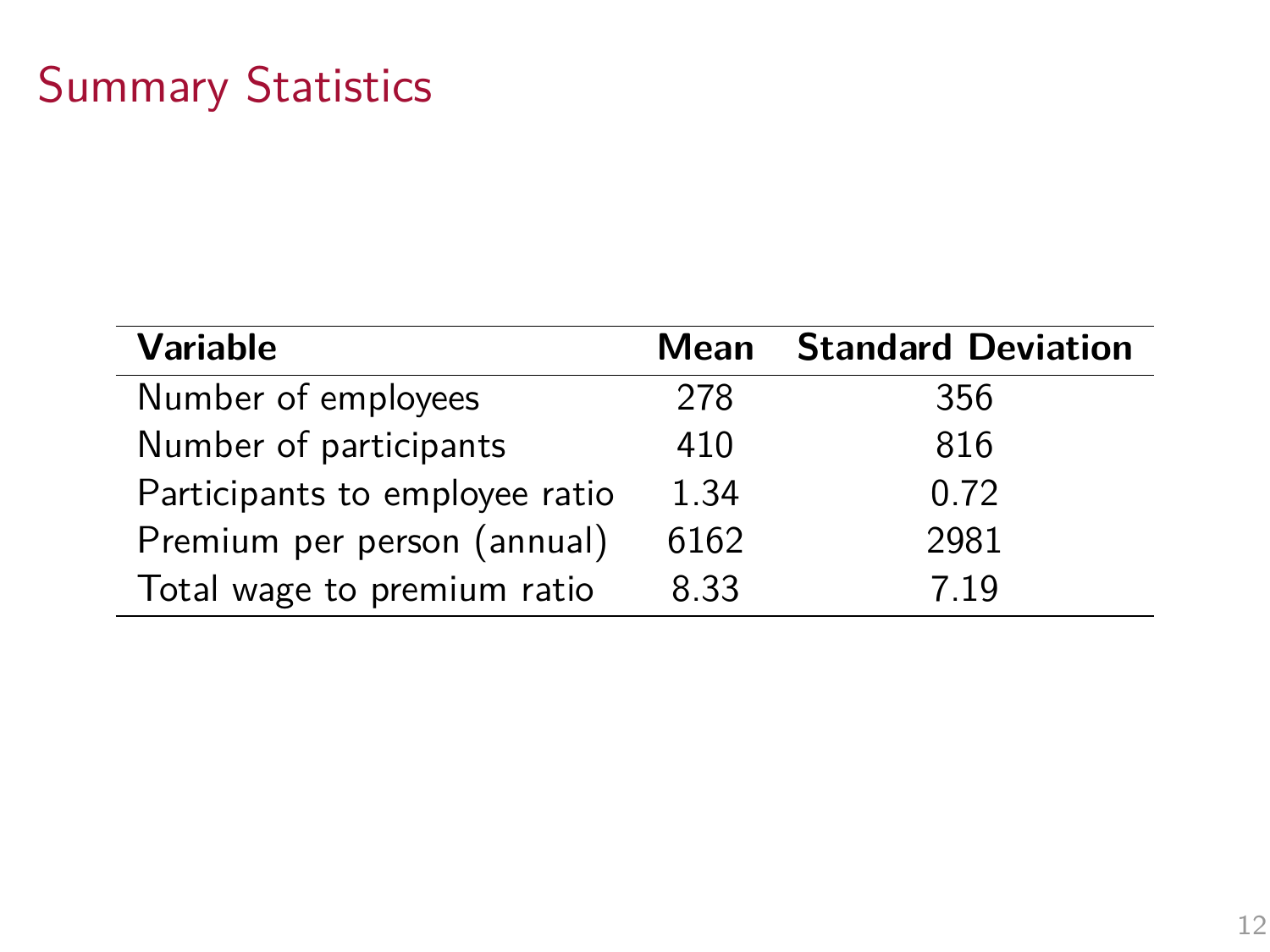# Summary Statistics

| Variable | Mean | Standard Deviation |
|---|---|---|
| Number of employees | 278 | 356 |
| Number of participants | 410 | 816 |
| Participants to employee ratio | 1.34 | 0.72 |
| Premium per person (annual) | 6162 | 2981 |
| Total wage to premium ratio | 8.33 | 7.19 |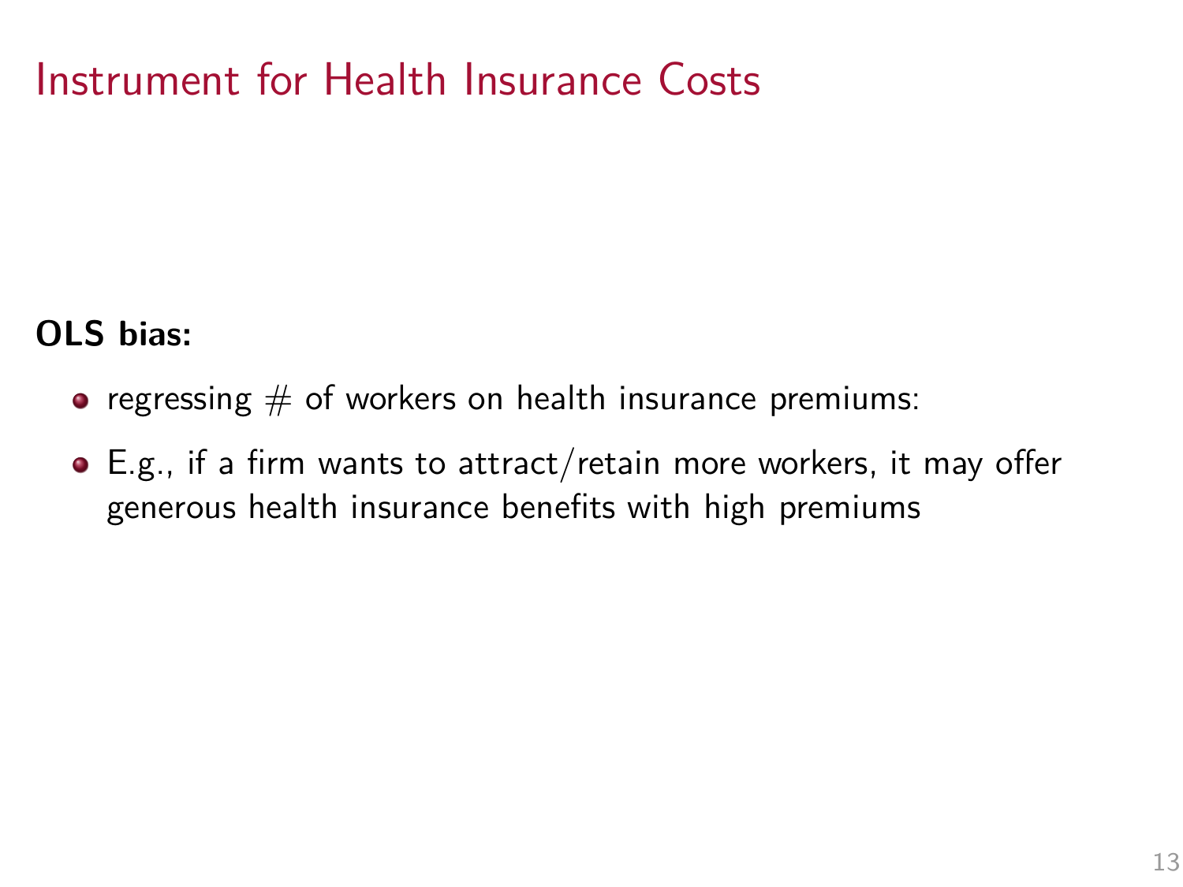# Instrument for Health Insurance Costs

**OLS bias:**

- regressing # of workers on health insurance premiums:
- E.g., if a firm wants to attract/retain more workers, it may offer generous health insurance benefits with high premiums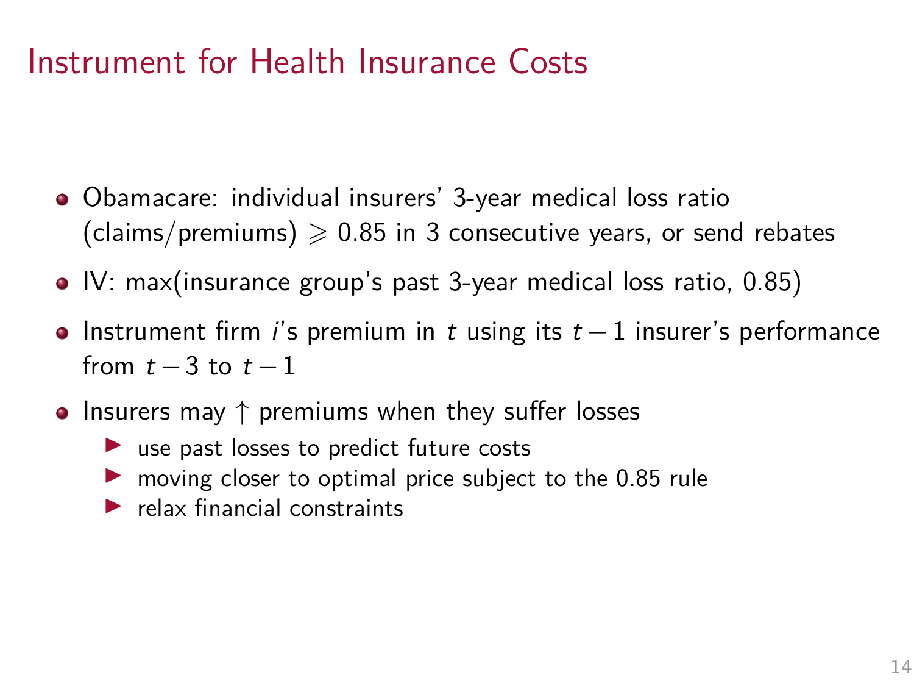# Instrument for Health Insurance Costs

- Obamacare: individual insurers' 3-year medical loss ratio (claims/premiums) $\geqslant 0.85$ in 3 consecutive years, or send rebates
- IV: max(insurance group's past 3-year medical loss ratio, 0.85)
- Instrument firm $i$'s premium in $t$ using its $t-1$ insurer's performance from $t-3$ to $t-1$
- Insurers may $\uparrow$ premiums when they suffer losses
  - use past losses to predict future costs
  - moving closer to optimal price subject to the 0.85 rule
  - relax financial constraints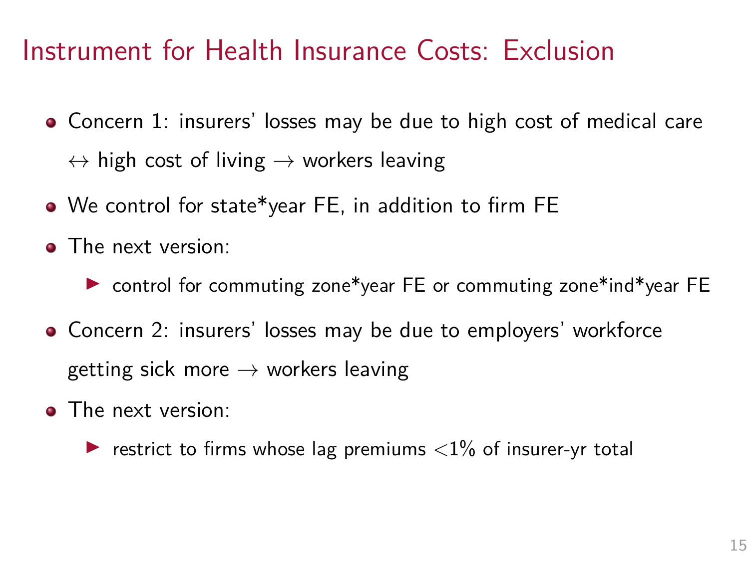# Instrument for Health Insurance Costs: Exclusion

- Concern 1: insurers' losses may be due to high cost of medical care $\leftrightarrow$ high cost of living $\rightarrow$ workers leaving
- We control for state*year FE, in addition to firm FE
- The next version:
  - control for commuting zone*year FE or commuting zone*ind*year FE
- Concern 2: insurers' losses may be due to employers' workforce getting sick more $\rightarrow$ workers leaving
- The next version:
  - restrict to firms whose lag premiums $<1\%$ of insurer-yr total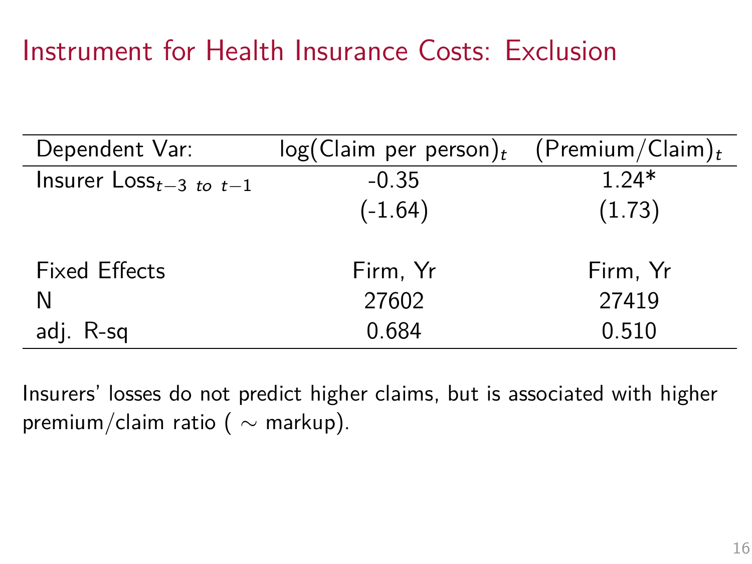# Instrument for Health Insurance Costs: Exclusion

| Dependent Var: | log(Claim per person)$_t$ | (Premium/Claim)$_t$ |
|---|---|---|
| Insurer Loss$_{t-3\ to\ t-1}$ | -0.35 | 1.24* |
| | (-1.64) | (1.73) |
| | | |
| Fixed Effects | Firm, Yr | Firm, Yr |
| N | 27602 | 27419 |
| adj. R-sq | 0.684 | 0.510 |

Insurers' losses do not predict higher claims, but is associated with higher premium/claim ratio ( $\sim$ markup).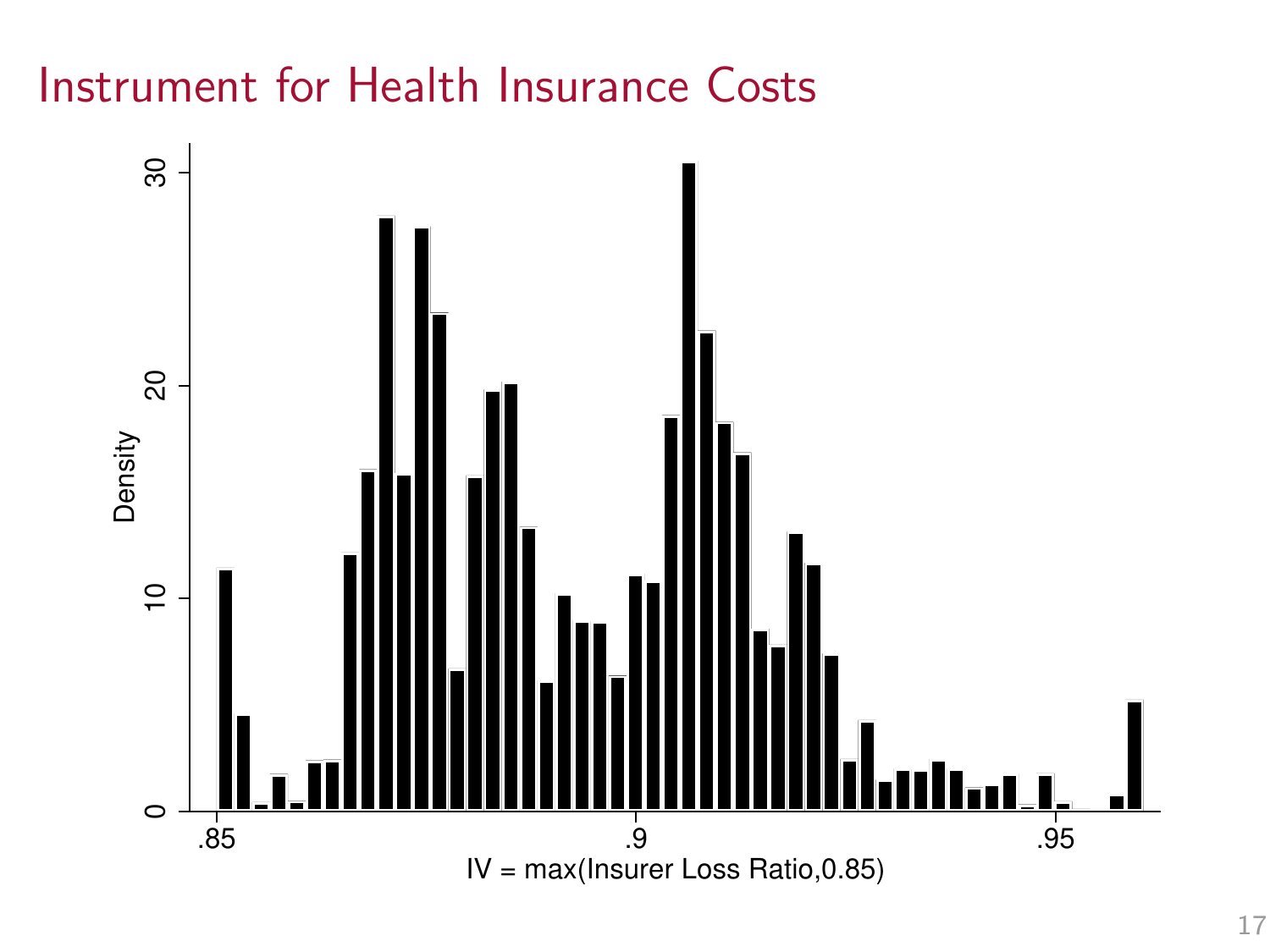# Instrument for Health Insurance Costs

Density

IV = max(Insurer Loss Ratio,0.85)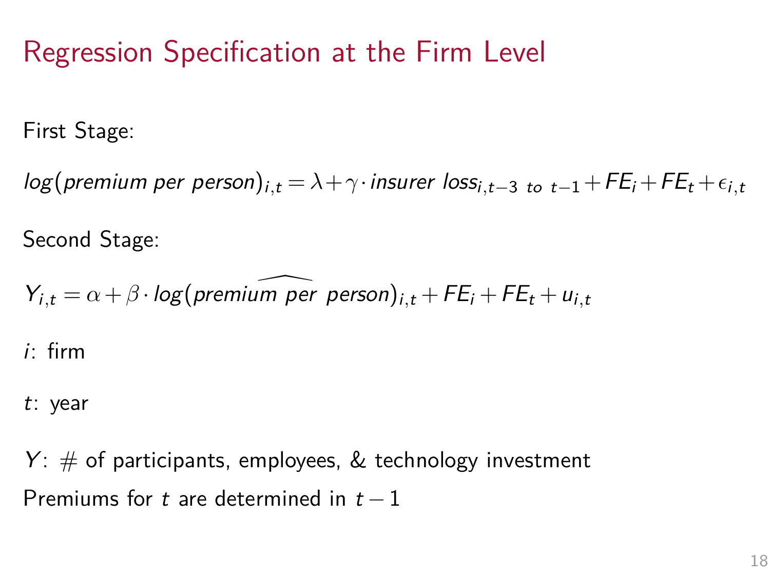# Regression Specification at the Firm Level

First Stage:

$$log(premium\ per\ person)_{i,t} = \lambda + \gamma \cdot insurer\ loss_{i,t-3\ to\ t-1} + FE_i + FE_t + \epsilon_{i,t}$$

Second Stage:

$$Y_{i,t} = \alpha + \beta \cdot log(premi\widehat{um\ per}\ person)_{i,t} + FE_i + FE_t + u_{i,t}$$

$i$: firm

$t$: year

$Y$: # of participants, employees, & technology investment

Premiums for $t$ are determined in $t-1$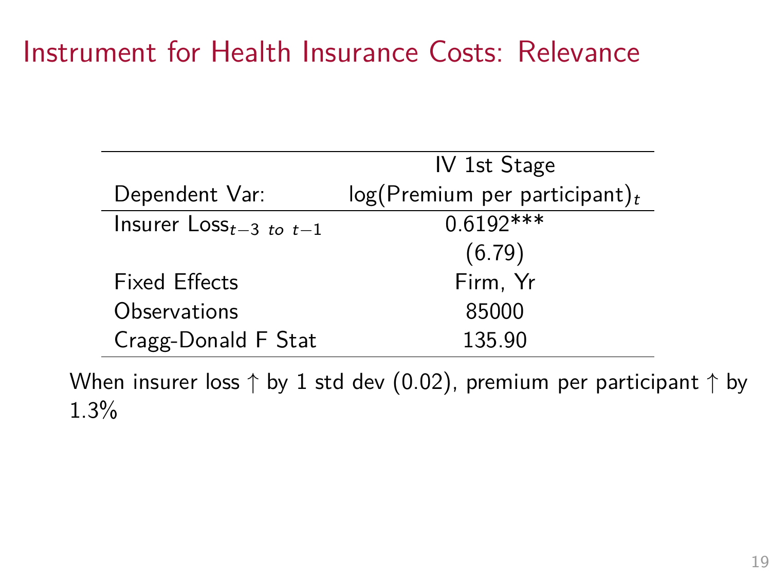# Instrument for Health Insurance Costs: Relevance

| | IV 1st Stage |
|---|---|
| Dependent Var: | log(Premium per participant)$_t$ |
| Insurer Loss$_{t-3\ to\ t-1}$ | 0.6192*** |
| | (6.79) |
| Fixed Effects | Firm, Yr |
| Observations | 85000 |
| Cragg-Donald F Stat | 135.90 |

When insurer loss $\uparrow$ by 1 std dev (0.02), premium per participant $\uparrow$ by 1.3%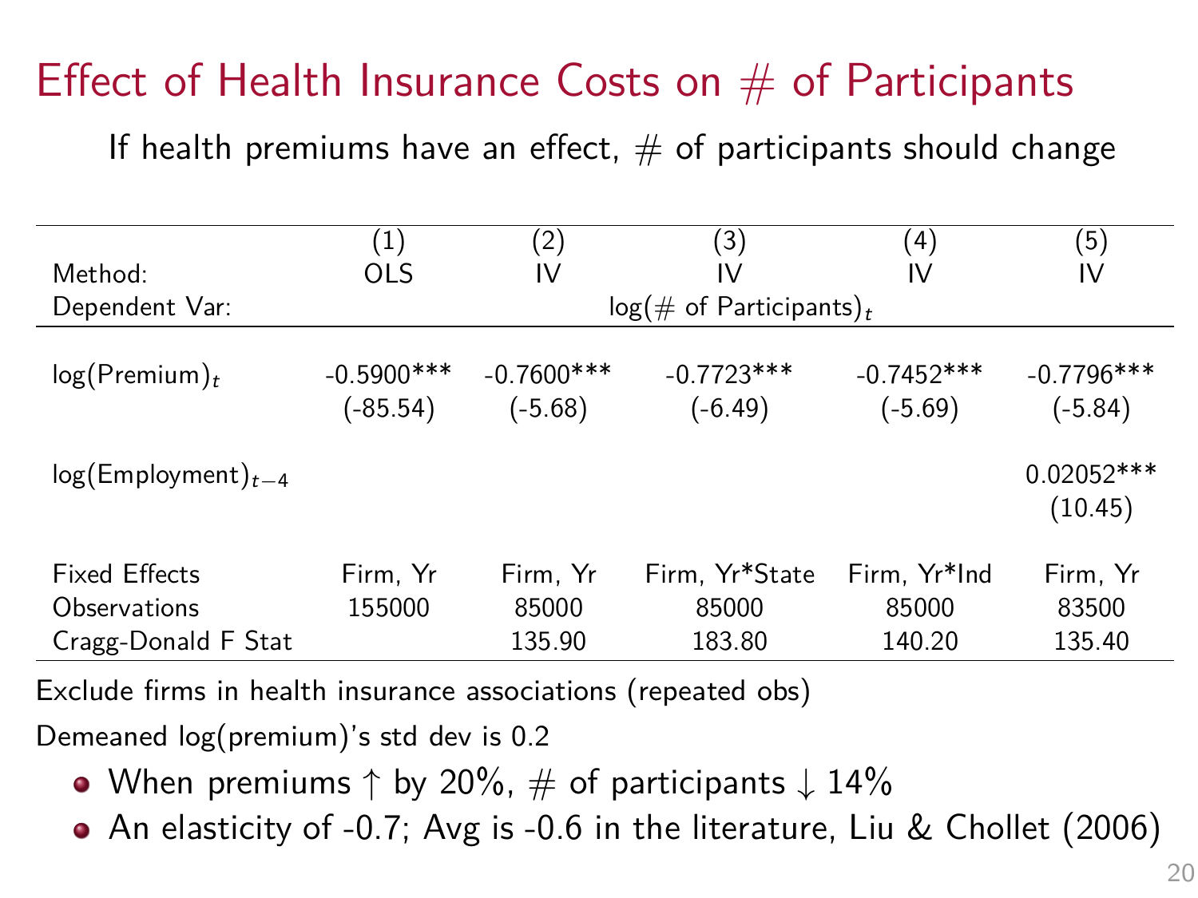# Effect of Health Insurance Costs on # of Participants

If health premiums have an effect, # of participants should change

| | (1) | (2) | (3) | (4) | (5) |
|---|---|---|---|---|---|
| Method: | OLS | IV | IV | IV | IV |
| Dependent Var: | log(# of Participants)$_t$ | | | | |
| log(Premium)$_t$ | -0.5900*** | -0.7600*** | -0.7723*** | -0.7452*** | -0.7796*** |
| | (-85.54) | (-5.68) | (-6.49) | (-5.69) | (-5.84) |
| log(Employment)$_{t-4}$ | | | | | 0.02052*** |
| | | | | | (10.45) |
| Fixed Effects | Firm, Yr | Firm, Yr | Firm, Yr*State | Firm, Yr*Ind | Firm, Yr |
| Observations | 155000 | 85000 | 85000 | 85000 | 83500 |
| Cragg-Donald F Stat | | 135.90 | 183.80 | 140.20 | 135.40 |

Exclude firms in health insurance associations (repeated obs)

Demeaned log(premium)'s std dev is 0.2

- When premiums ↑ by 20%, # of participants ↓ 14%
- An elasticity of -0.7; Avg is -0.6 in the literature, Liu & Chollet (2006)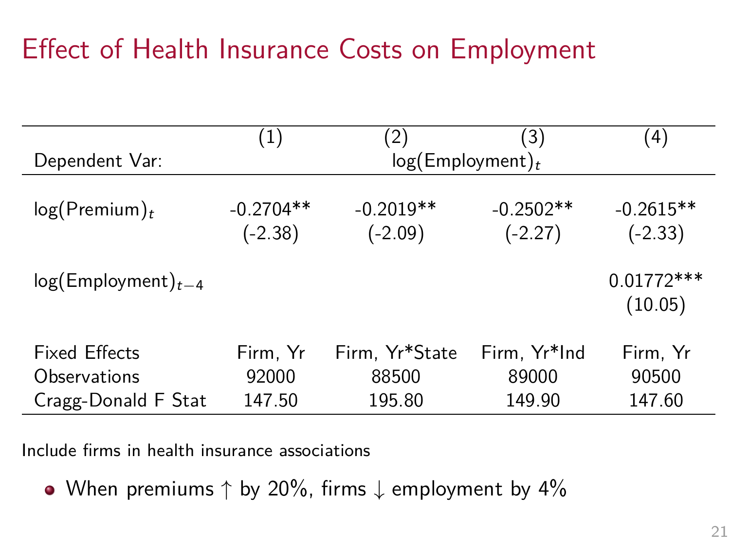# Effect of Health Insurance Costs on Employment

| | (1) | (2) | (3) | (4) |
|---|---|---|---|---|
| Dependent Var: | $\log(\text{Employment})_t$ | | | |
| $\log(\text{Premium})_t$ | -0.2704** | -0.2019** | -0.2502** | -0.2615** |
| | (-2.38) | (-2.09) | (-2.27) | (-2.33) |
| $\log(\text{Employment})_{t-4}$ | | | | 0.01772*** |
| | | | | (10.05) |
| Fixed Effects | Firm, Yr | Firm, Yr*State | Firm, Yr*Ind | Firm, Yr |
| Observations | 92000 | 88500 | 89000 | 90500 |
| Cragg-Donald F Stat | 147.50 | 195.80 | 149.90 | 147.60 |

Include firms in health insurance associations

- When premiums ↑ by 20%, firms ↓ employment by 4%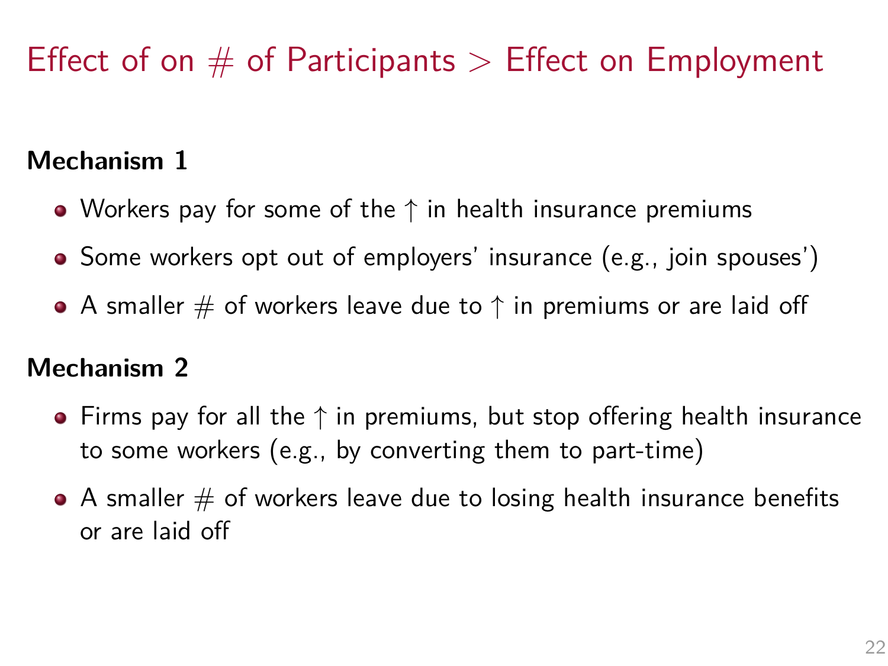# Effect of on # of Participants > Effect on Employment

**Mechanism 1**

- Workers pay for some of the $\uparrow$ in health insurance premiums
- Some workers opt out of employers' insurance (e.g., join spouses')
- A smaller # of workers leave due to $\uparrow$ in premiums or are laid off

**Mechanism 2**

- Firms pay for all the $\uparrow$ in premiums, but stop offering health insurance to some workers (e.g., by converting them to part-time)
- A smaller # of workers leave due to losing health insurance benefits or are laid off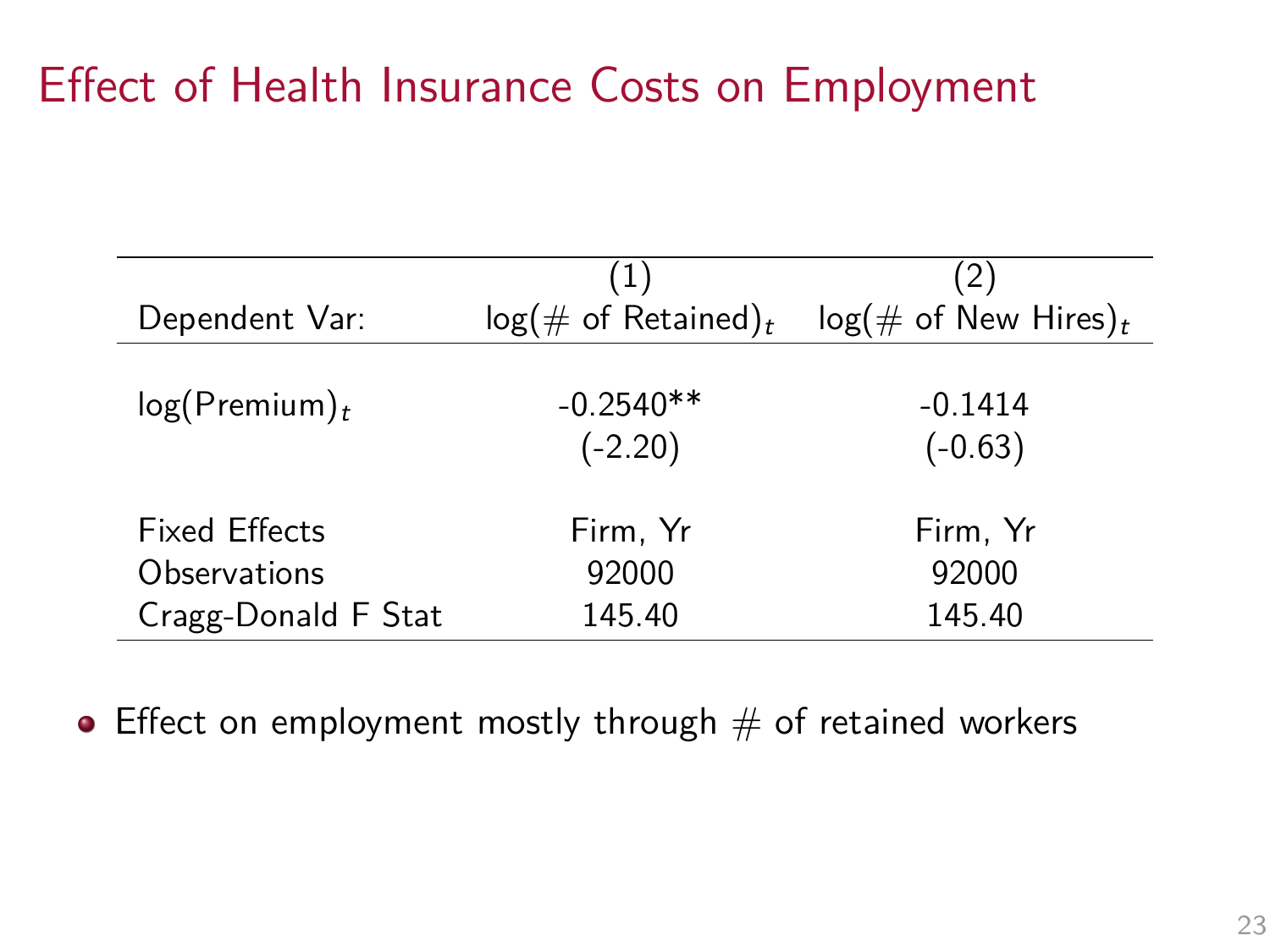# Effect of Health Insurance Costs on Employment

| | (1) | (2) |
|---|---|---|
| Dependent Var: | log(# of Retained)$_t$ | log(# of New Hires)$_t$ |
| log(Premium)$_t$ | -0.2540** | -0.1414 |
| | (-2.20) | (-0.63) |
| Fixed Effects | Firm, Yr | Firm, Yr |
| Observations | 92000 | 92000 |
| Cragg-Donald F Stat | 145.40 | 145.40 |

- Effect on employment mostly through # of retained workers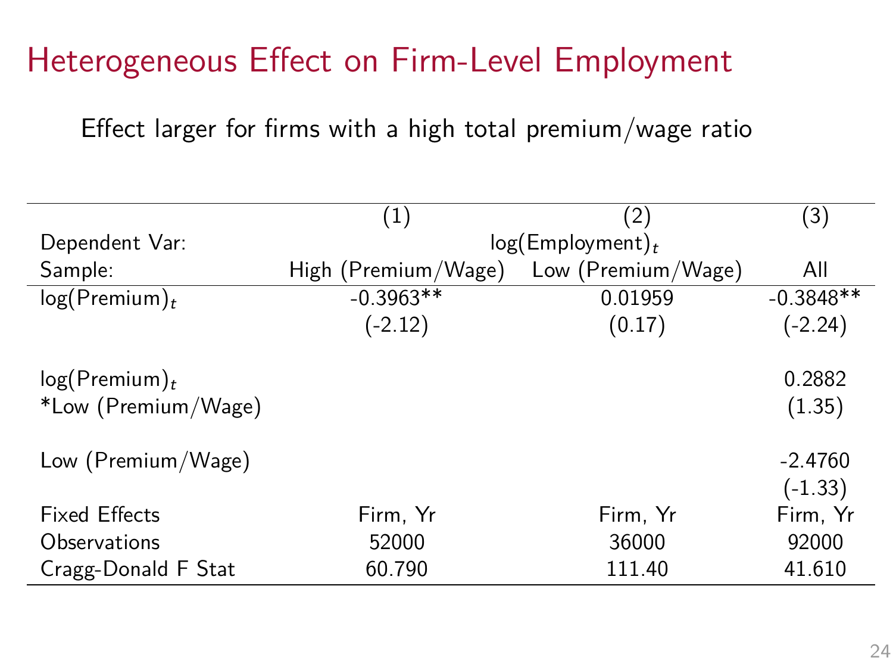# Heterogeneous Effect on Firm-Level Employment

Effect larger for firms with a high total premium/wage ratio

| | (1) | (2) | (3) |
|---|---|---|---|
| Dependent Var: | | $\log(\text{Employment})_t$ | |
| Sample: | High (Premium/Wage) | Low (Premium/Wage) | All |
| $\log(\text{Premium})_t$ | -0.3963** | 0.01959 | -0.3848** |
| | (-2.12) | (0.17) | (-2.24) |
| $\log(\text{Premium})_t$ *Low (Premium/Wage) | | | 0.2882 |
| | | | (1.35) |
| Low (Premium/Wage) | | | -2.4760 |
| | | | (-1.33) |
| Fixed Effects | Firm, Yr | Firm, Yr | Firm, Yr |
| Observations | 52000 | 36000 | 92000 |
| Cragg-Donald F Stat | 60.790 | 111.40 | 41.610 |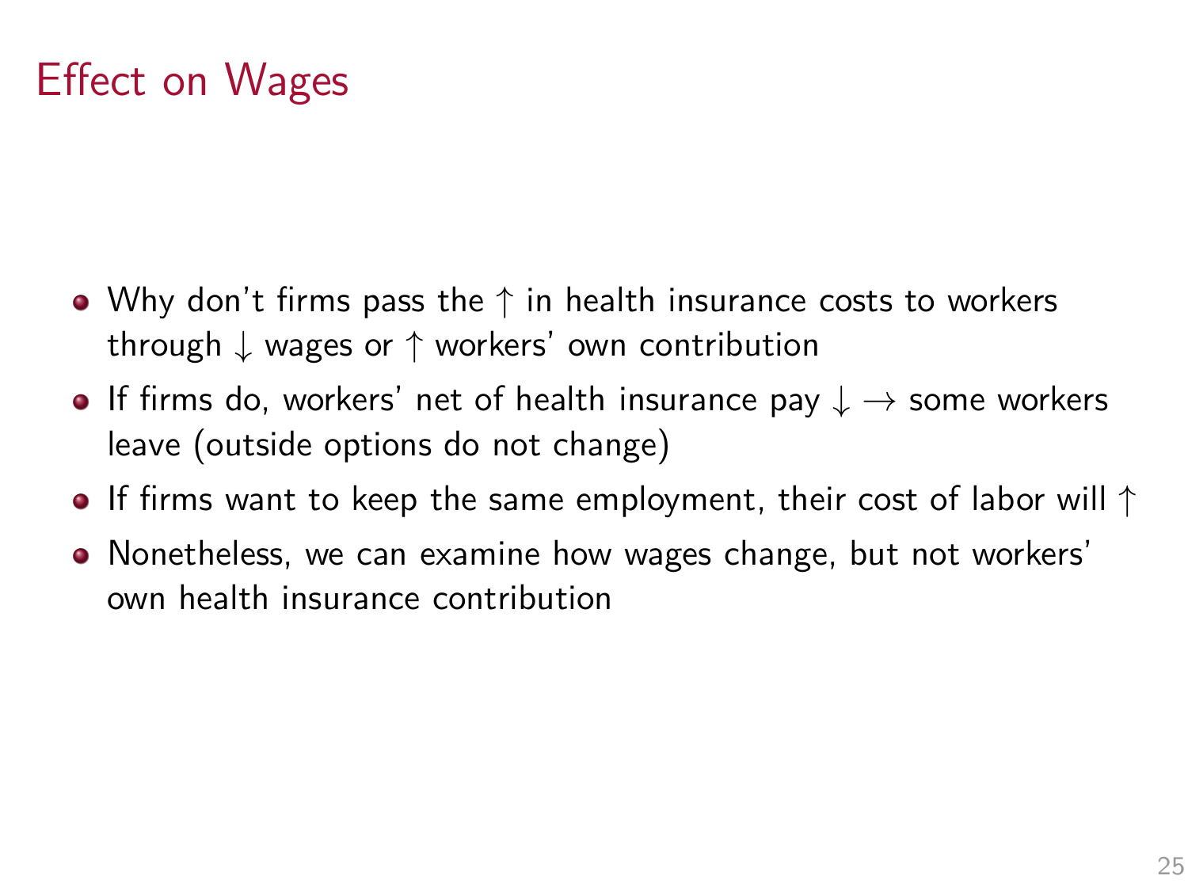# Effect on Wages

- Why don't firms pass the $\uparrow$ in health insurance costs to workers through $\downarrow$ wages or $\uparrow$ workers' own contribution
- If firms do, workers' net of health insurance pay $\downarrow$ $\rightarrow$ some workers leave (outside options do not change)
- If firms want to keep the same employment, their cost of labor will $\uparrow$
- Nonetheless, we can examine how wages change, but not workers' own health insurance contribution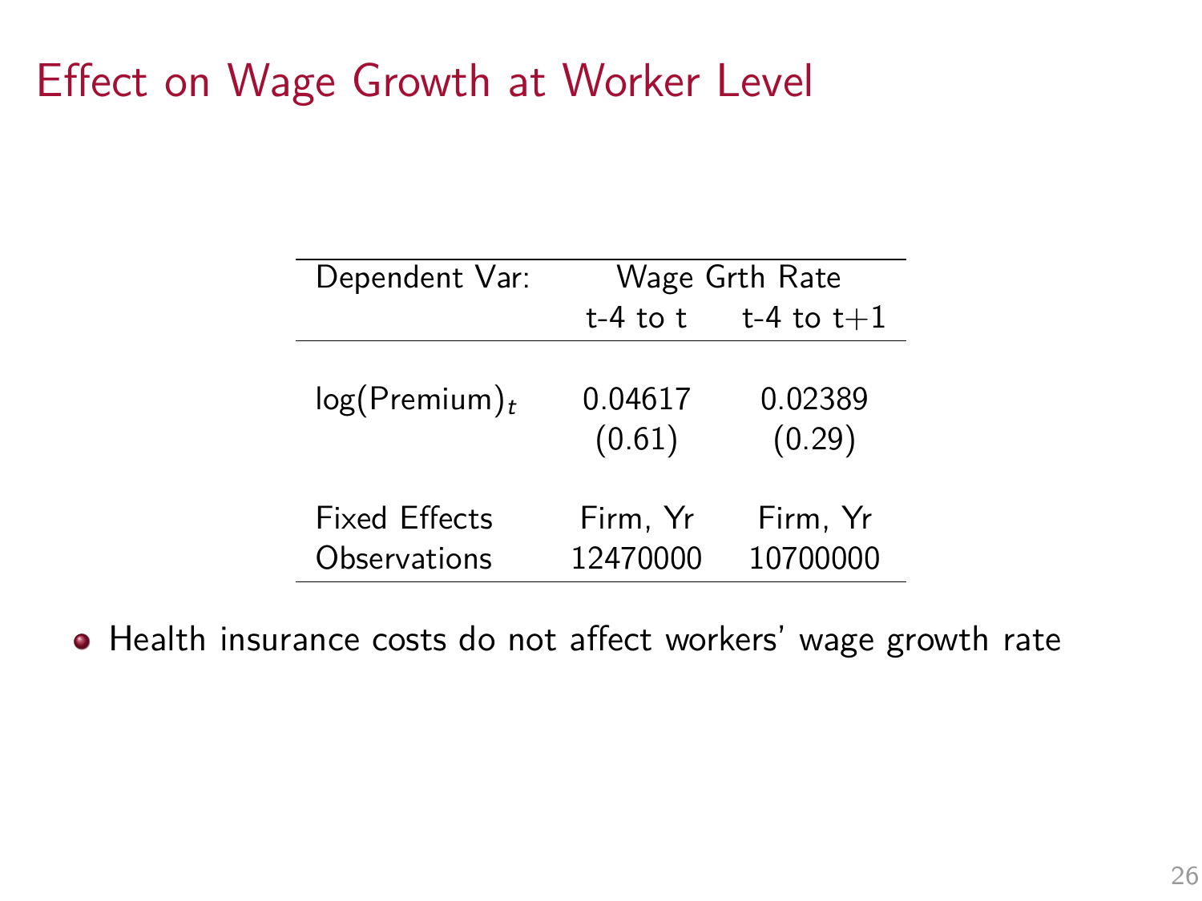# Effect on Wage Growth at Worker Level

| Dependent Var: | Wage Grth Rate | |
|---|---|---|
| | t-4 to t | t-4 to t+1 |
| $\log(\text{Premium})_t$ | 0.04617 | 0.02389 |
| | (0.61) | (0.29) |
| Fixed Effects | Firm, Yr | Firm, Yr |
| Observations | 12470000 | 10700000 |

- Health insurance costs do not affect workers' wage growth rate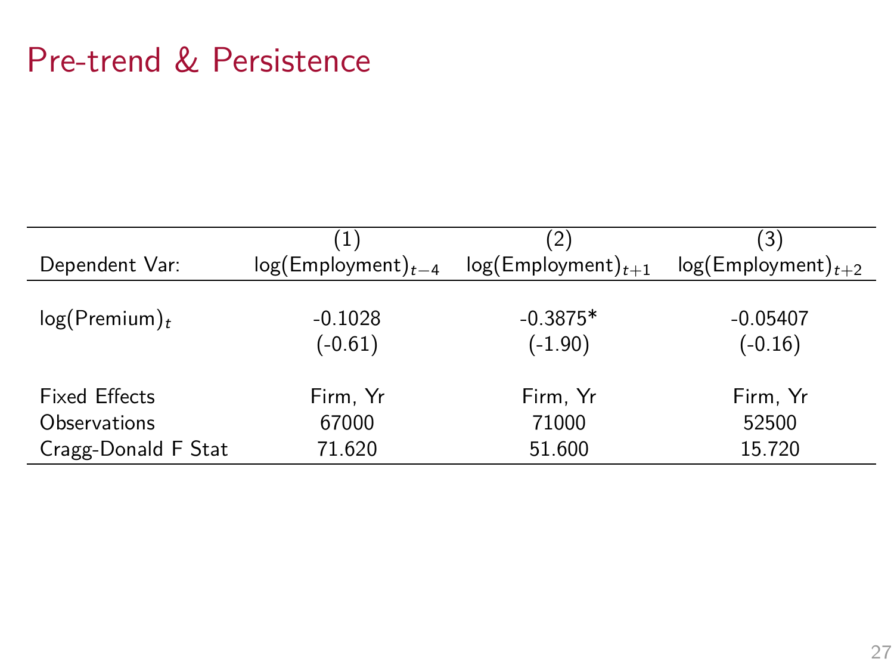# Pre-trend & Persistence

| Dependent Var: | (1) $\log(\text{Employment})_{t-4}$ | (2) $\log(\text{Employment})_{t+1}$ | (3) $\log(\text{Employment})_{t+2}$ |
|---|---|---|---|
| $\log(\text{Premium})_t$ | -0.1028 | -0.3875* | -0.05407 |
| | (-0.61) | (-1.90) | (-0.16) |
| Fixed Effects | Firm, Yr | Firm, Yr | Firm, Yr |
| Observations | 67000 | 71000 | 52500 |
| Cragg-Donald F Stat | 71.620 | 51.600 | 15.720 |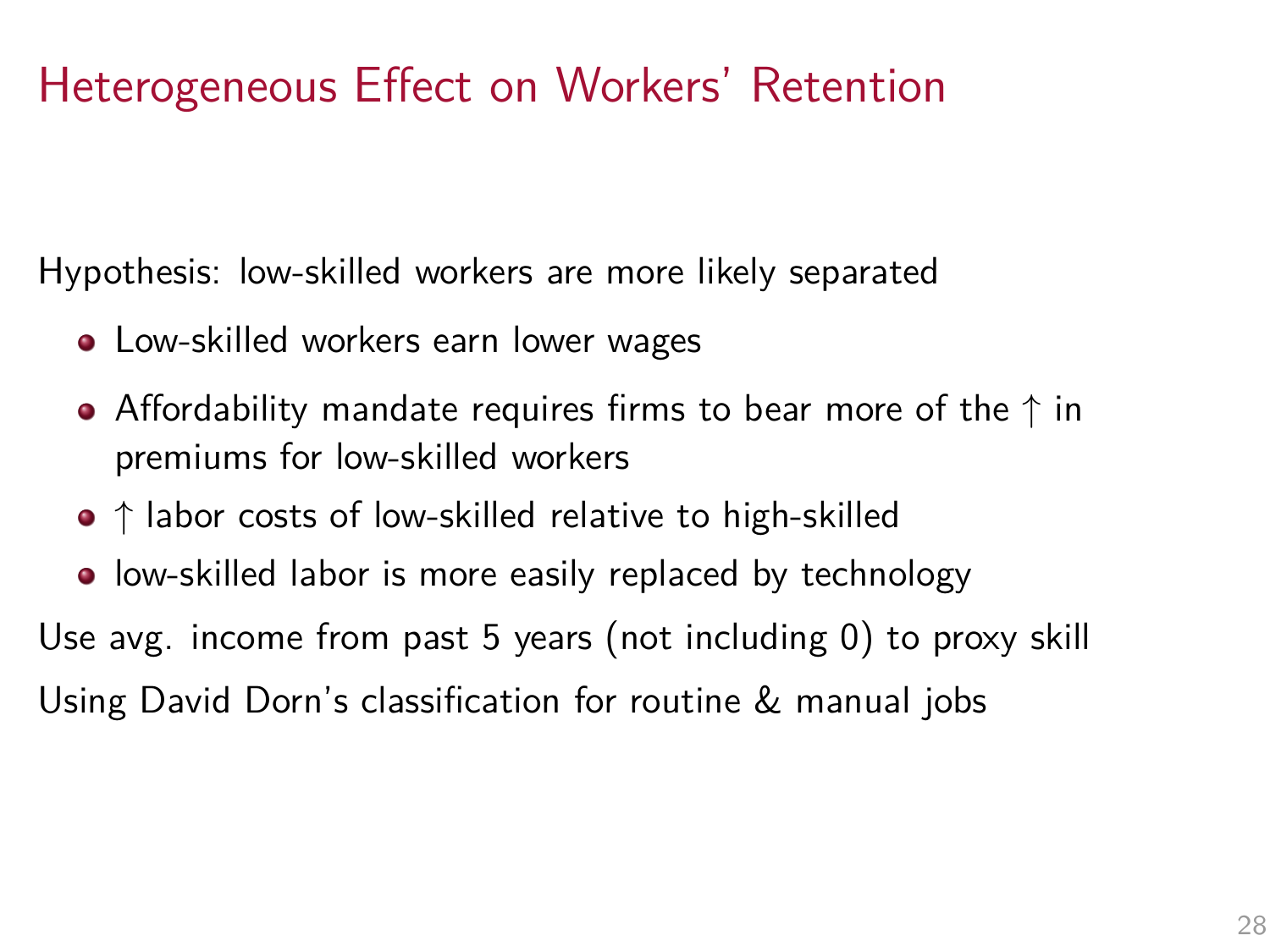# Heterogeneous Effect on Workers' Retention

Hypothesis: low-skilled workers are more likely separated

- Low-skilled workers earn lower wages
- Affordability mandate requires firms to bear more of the $\uparrow$ in premiums for low-skilled workers
- $\uparrow$ labor costs of low-skilled relative to high-skilled
- low-skilled labor is more easily replaced by technology

Use avg. income from past 5 years (not including 0) to proxy skill

Using David Dorn's classification for routine & manual jobs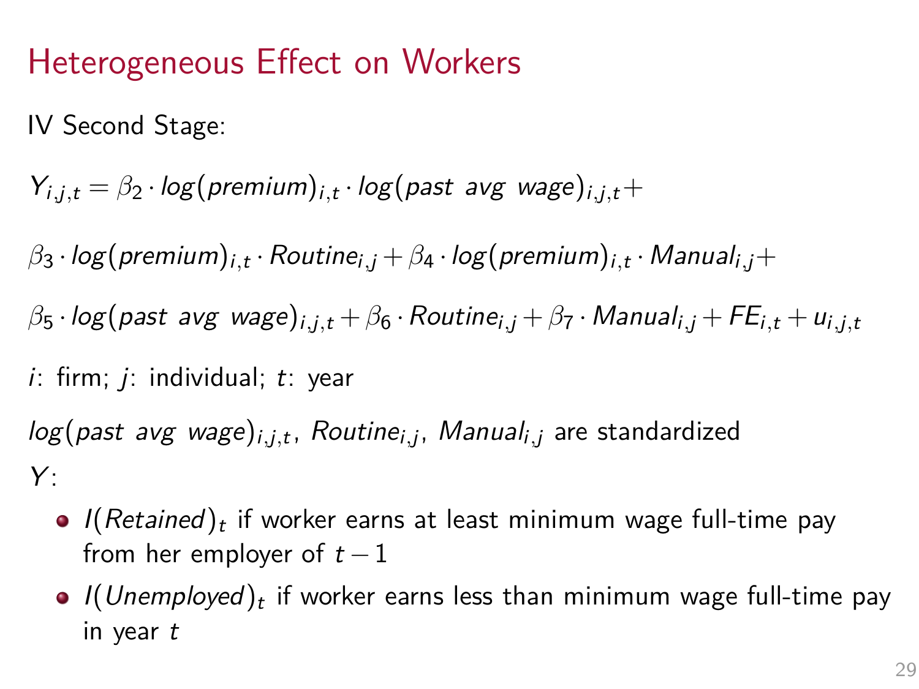# Heterogeneous Effect on Workers

IV Second Stage:

$$Y_{i,j,t} = \beta_2 \cdot log(premium)_{i,t} \cdot log(past\ avg\ wage)_{i,j,t} +$$

$$\beta_3 \cdot log(premium)_{i,t} \cdot Routine_{i,j} + \beta_4 \cdot log(premium)_{i,t} \cdot Manual_{i,j} +$$

$$\beta_5 \cdot log(past\ avg\ wage)_{i,j,t} + \beta_6 \cdot Routine_{i,j} + \beta_7 \cdot Manual_{i,j} + FE_{i,t} + u_{i,j,t}$$

$i$: firm; $j$: individual; $t$: year

$log(past\ avg\ wage)_{i,j,t}$, $Routine_{i,j}$, $Manual_{i,j}$ are standardized

$Y$:

- $I(Retained)_t$ if worker earns at least minimum wage full-time pay from her employer of $t-1$
- $I(Unemployed)_t$ if worker earns less than minimum wage full-time pay in year $t$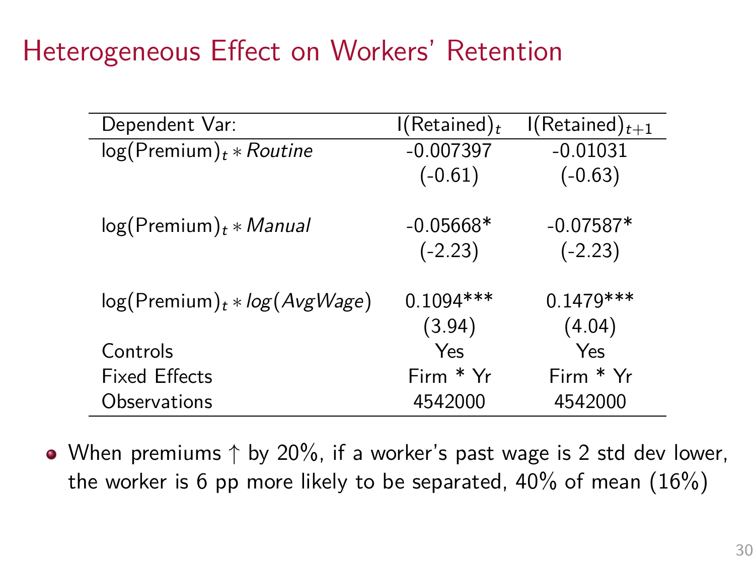# Heterogeneous Effect on Workers' Retention

| Dependent Var: | $I(\text{Retained})_t$ | $I(\text{Retained})_{t+1}$ |
|---|---|---|
| $\log(\text{Premium})_t * \textit{Routine}$ | -0.007397 | -0.01031 |
| | (-0.61) | (-0.63) |
| $\log(\text{Premium})_t * \textit{Manual}$ | -0.05668* | -0.07587* |
| | (-2.23) | (-2.23) |
| $\log(\text{Premium})_t * \log(\textit{AvgWage})$ | 0.1094*** | 0.1479*** |
| | (3.94) | (4.04) |
| Controls | Yes | Yes |
| Fixed Effects | Firm * Yr | Firm * Yr |
| Observations | 4542000 | 4542000 |

- When premiums $\uparrow$ by 20%, if a worker's past wage is 2 std dev lower, the worker is 6 pp more likely to be separated, 40% of mean (16%)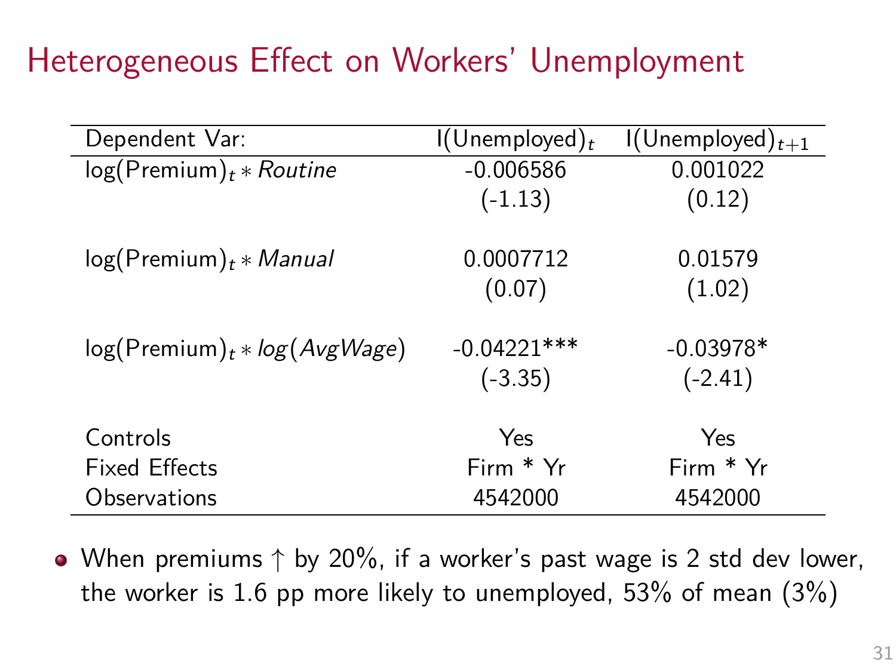# Heterogeneous Effect on Workers' Unemployment

| Dependent Var: | I(Unemployed)$_t$ | I(Unemployed)$_{t+1}$ |
|---|---|---|
| log(Premium)$_t$ $*$ *Routine* | -0.006586 | 0.001022 |
| | (-1.13) | (0.12) |
| log(Premium)$_t$ $*$ *Manual* | 0.0007712 | 0.01579 |
| | (0.07) | (1.02) |
| log(Premium)$_t$ $*$ *log*(*AvgWage*) | -0.04221*** | -0.03978* |
| | (-3.35) | (-2.41) |
| Controls | Yes | Yes |
| Fixed Effects | Firm * Yr | Firm * Yr |
| Observations | 4542000 | 4542000 |

- When premiums ↑ by 20%, if a worker's past wage is 2 std dev lower, the worker is 1.6 pp more likely to unemployed, 53% of mean (3%)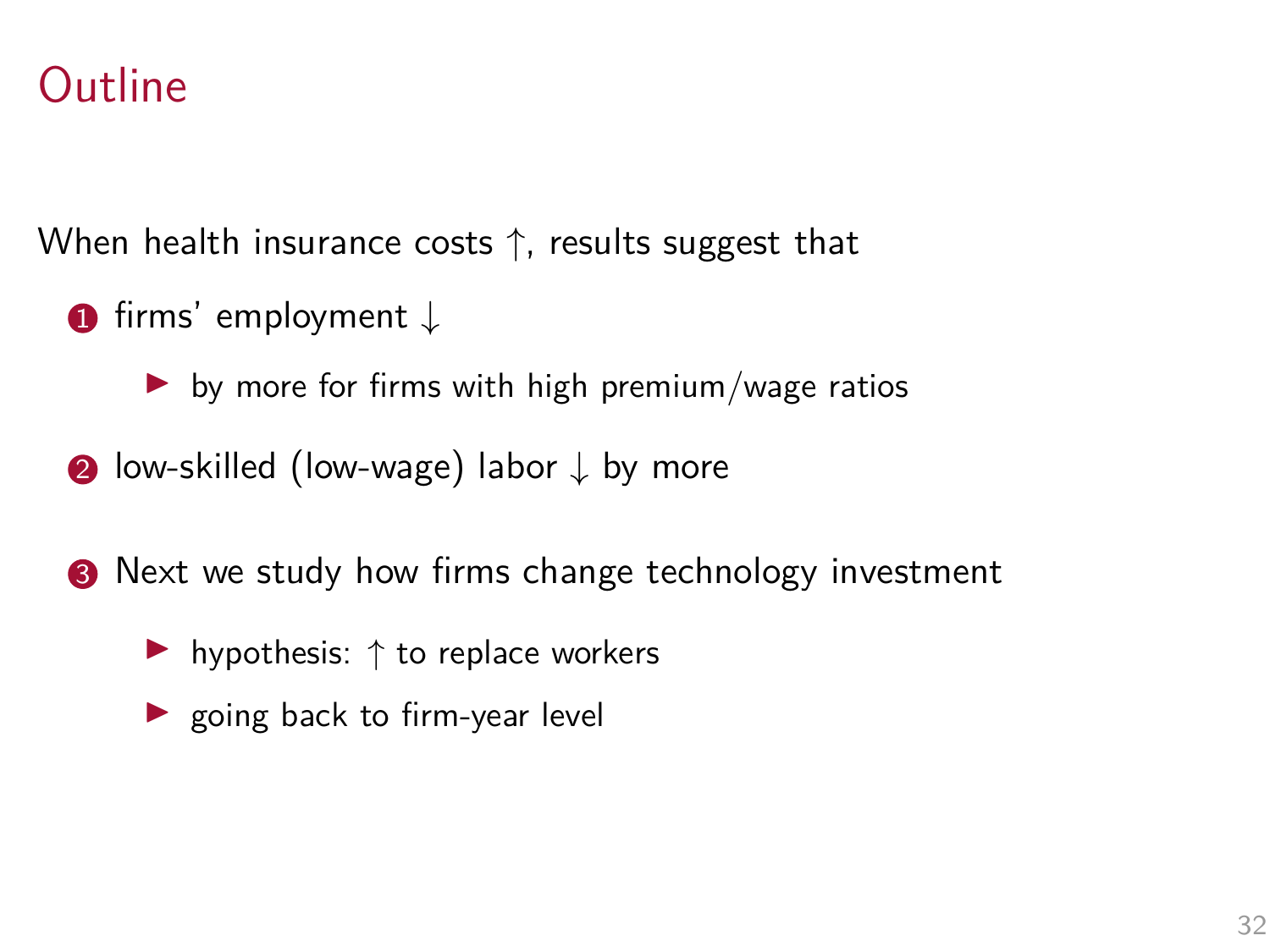# Outline

When health insurance costs $\uparrow$, results suggest that

1. firms' employment $\downarrow$
   - by more for firms with high premium/wage ratios
2. low-skilled (low-wage) labor $\downarrow$ by more
3. Next we study how firms change technology investment
   - hypothesis: $\uparrow$ to replace workers
   - going back to firm-year level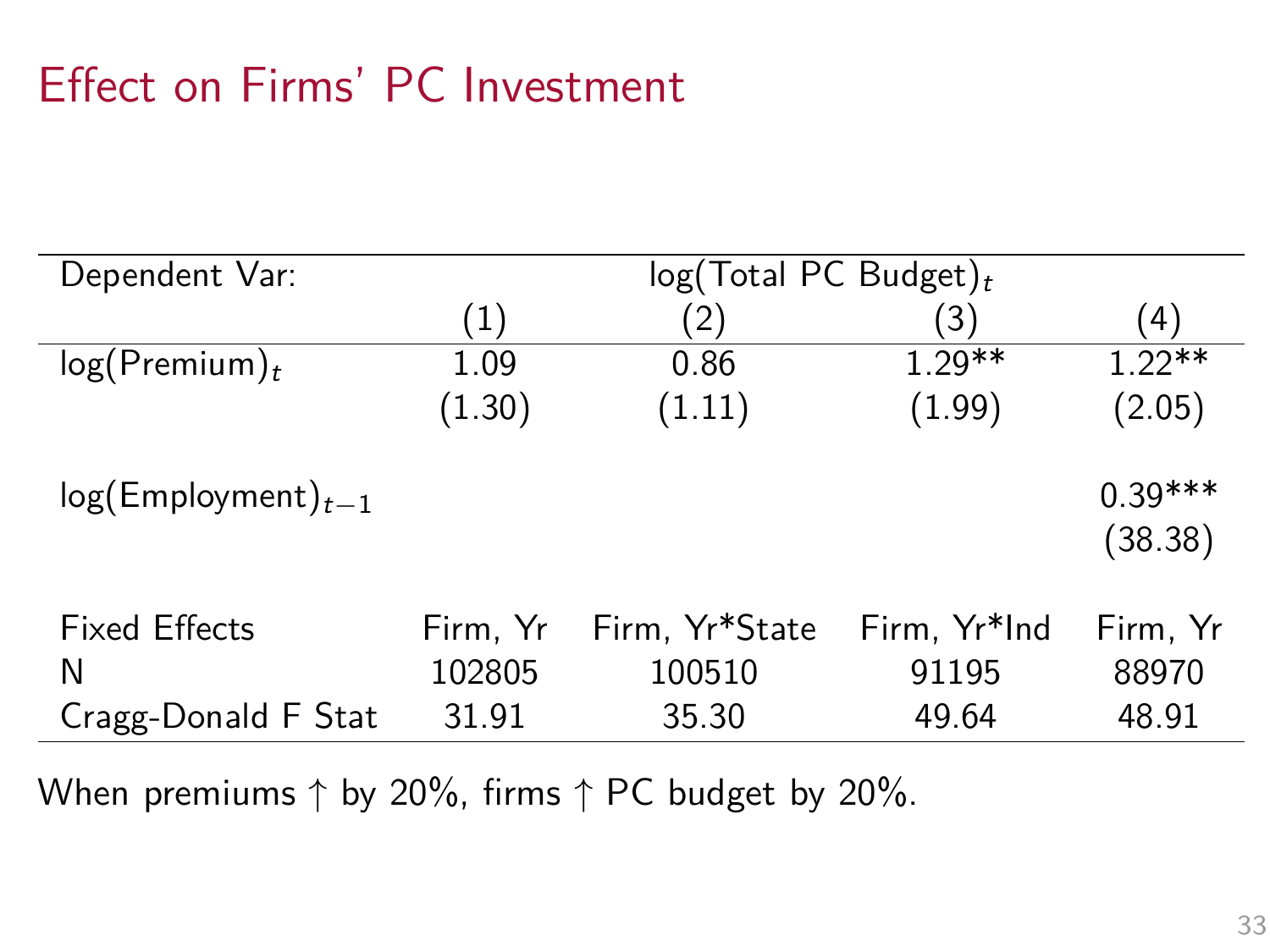# Effect on Firms' PC Investment

| Dependent Var: | $\log(\text{Total PC Budget})_t$ | | | |
|---|---|---|---|---|
| | (1) | (2) | (3) | (4) |
| $\log(\text{Premium})_t$ | 1.09 | 0.86 | 1.29** | 1.22** |
| | (1.30) | (1.11) | (1.99) | (2.05) |
| $\log(\text{Employment})_{t-1}$ | | | | 0.39*** |
| | | | | (38.38) |
| Fixed Effects | Firm, Yr | Firm, Yr*State | Firm, Yr*Ind | Firm, Yr |
| N | 102805 | 100510 | 91195 | 88970 |
| Cragg-Donald F Stat | 31.91 | 35.30 | 49.64 | 48.91 |

When premiums $\uparrow$ by 20%, firms $\uparrow$ PC budget by 20%.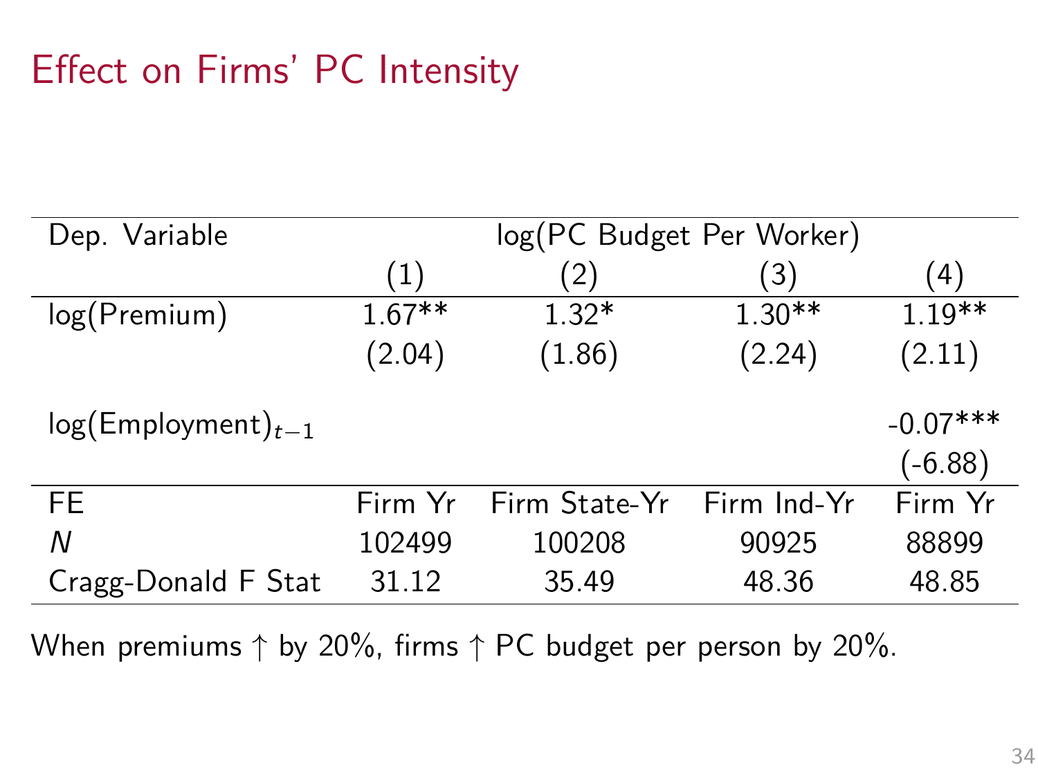# Effect on Firms' PC Intensity

| Dep. Variable | log(PC Budget Per Worker) | | | |
|---|---|---|---|---|
| | (1) | (2) | (3) | (4) |
| log(Premium) | 1.67** | 1.32* | 1.30** | 1.19** |
| | (2.04) | (1.86) | (2.24) | (2.11) |
| $\log(\text{Employment})_{t-1}$ | | | | -0.07*** |
| | | | | (-6.88) |
| FE | Firm Yr | Firm State-Yr | Firm Ind-Yr | Firm Yr |
| $N$ | 102499 | 100208 | 90925 | 88899 |
| Cragg-Donald F Stat | 31.12 | 35.49 | 48.36 | 48.85 |

When premiums ↑ by 20%, firms ↑ PC budget per person by 20%.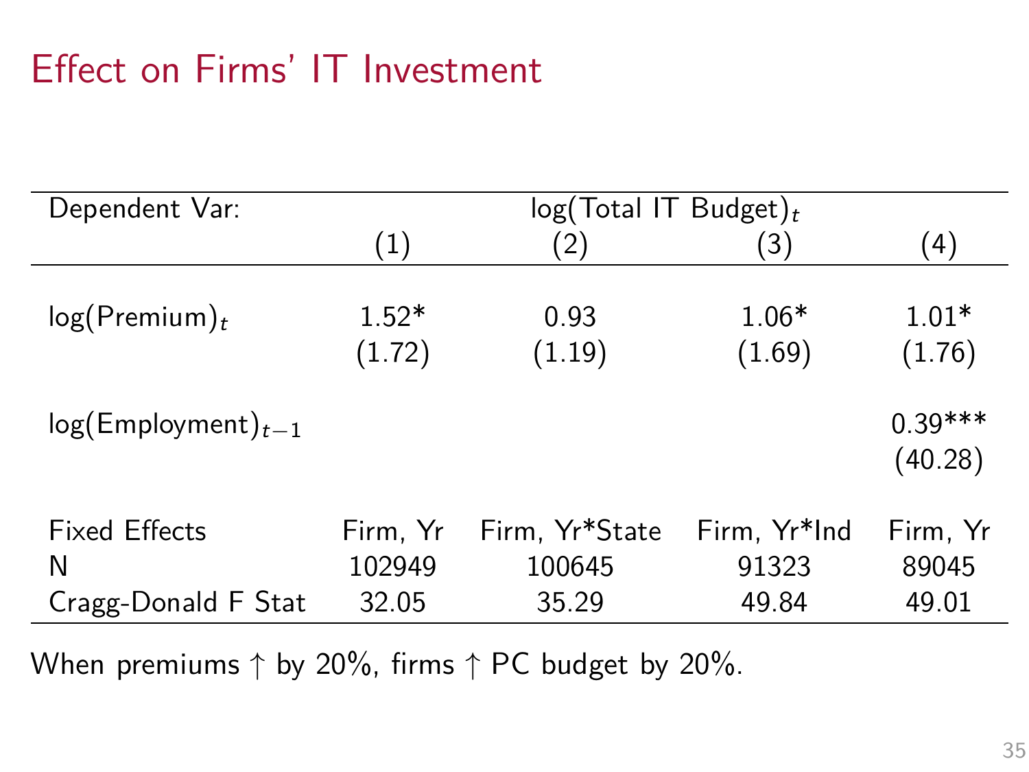# Effect on Firms' IT Investment

| Dependent Var: | $\log(\text{Total IT Budget})_t$ | | | |
|---|---|---|---|---|
| | (1) | (2) | (3) | (4) |
| $\log(\text{Premium})_t$ | 1.52* | 0.93 | 1.06* | 1.01* |
| | (1.72) | (1.19) | (1.69) | (1.76) |
| $\log(\text{Employment})_{t-1}$ | | | | 0.39*** |
| | | | | (40.28) |
| Fixed Effects | Firm, Yr | Firm, Yr*State | Firm, Yr*Ind | Firm, Yr |
| N | 102949 | 100645 | 91323 | 89045 |
| Cragg-Donald F Stat | 32.05 | 35.29 | 49.84 | 49.01 |

When premiums $\uparrow$ by 20%, firms $\uparrow$ PC budget by 20%.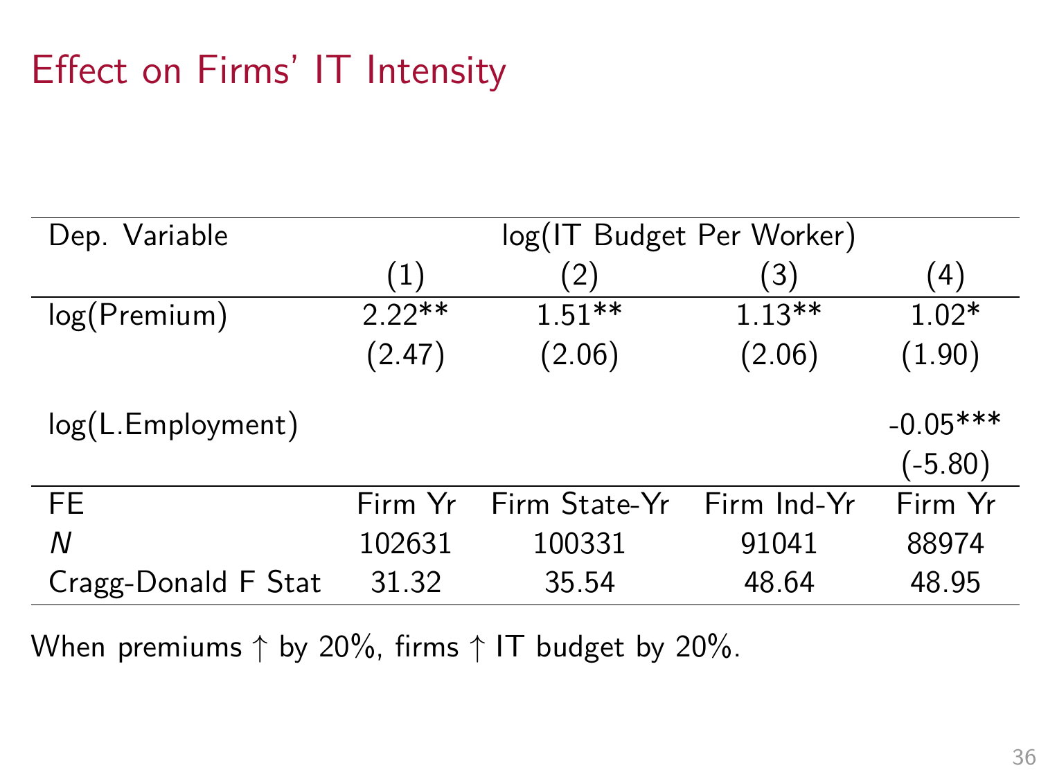# Effect on Firms' IT Intensity

| Dep. Variable | log(IT Budget Per Worker) | | | |
|---|---|---|---|---|
| | (1) | (2) | (3) | (4) |
| log(Premium) | 2.22** | 1.51** | 1.13** | 1.02* |
| | (2.47) | (2.06) | (2.06) | (1.90) |
| log(L.Employment) | | | | -0.05*** |
| | | | | (-5.80) |
| FE | Firm Yr | Firm State-Yr | Firm Ind-Yr | Firm Yr |
| *N* | 102631 | 100331 | 91041 | 88974 |
| Cragg-Donald F Stat | 31.32 | 35.54 | 48.64 | 48.95 |

When premiums $\uparrow$ by 20%, firms $\uparrow$ IT budget by 20%.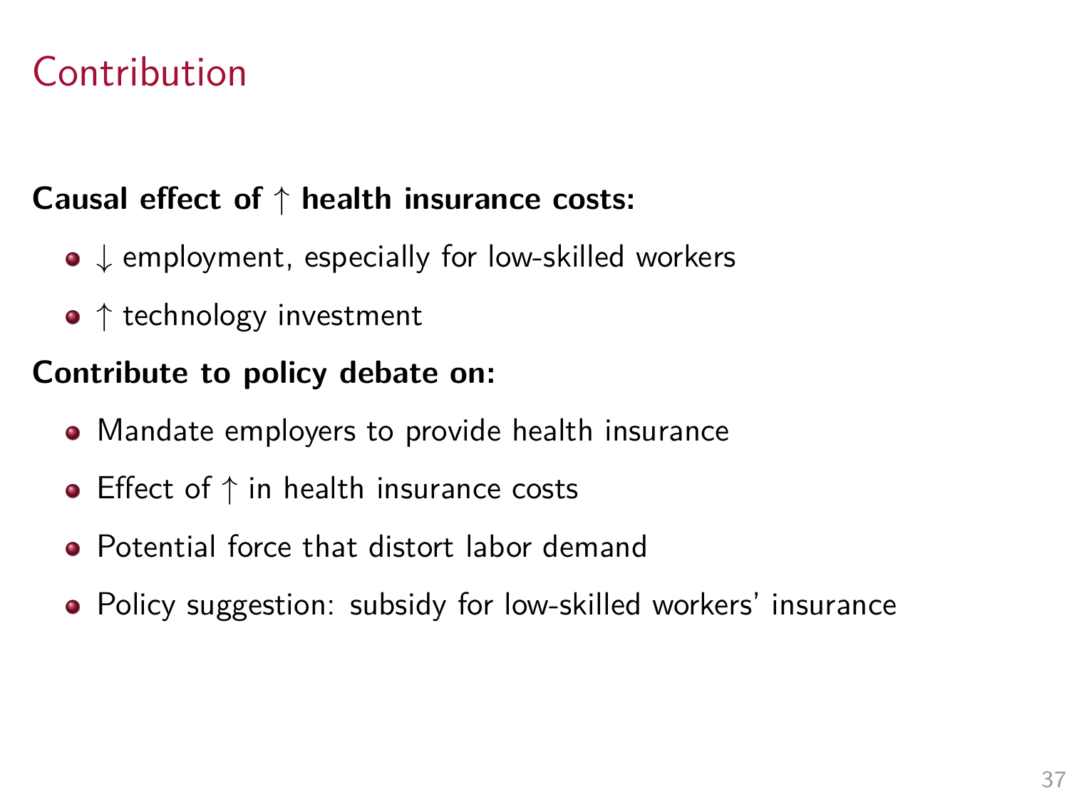# Contribution

**Causal effect of $\uparrow$ health insurance costs:**

- $\downarrow$ employment, especially for low-skilled workers
- $\uparrow$ technology investment

**Contribute to policy debate on:**

- Mandate employers to provide health insurance
- Effect of $\uparrow$ in health insurance costs
- Potential force that distort labor demand
- Policy suggestion: subsidy for low-skilled workers' insurance